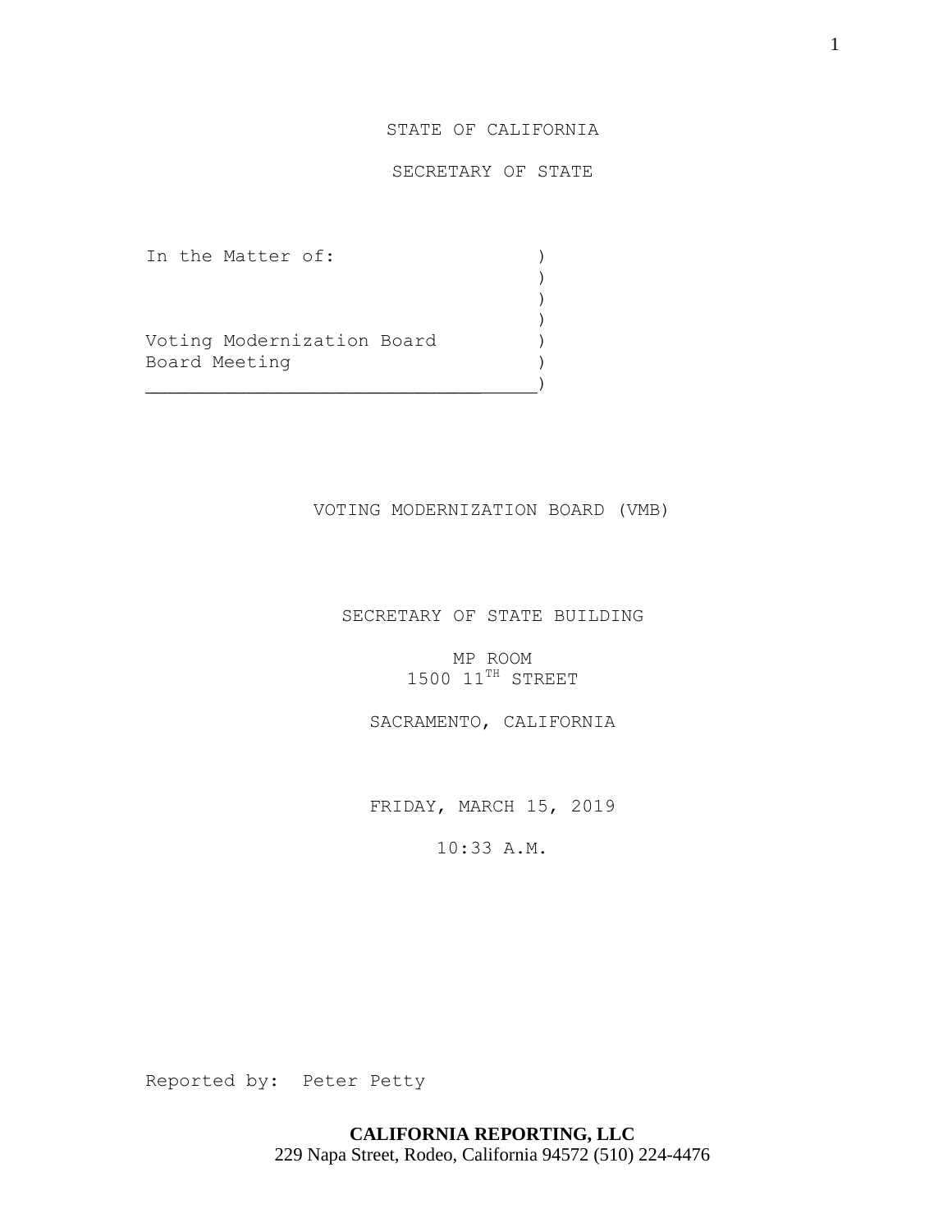STATE OF CALIFORNIA

SECRETARY OF STATE

In the Matter of: )
)
)
)
Voting Modernization Board )
Board Meeting )
___________________________________)

VOTING MODERNIZATION BOARD (VMB)

SECRETARY OF STATE BUILDING

MP ROOM
1500 11TH STREET

SACRAMENTO, CALIFORNIA

FRIDAY, MARCH 15, 2019

10:33 A.M.

Reported by: Peter Petty

**CALIFORNIA REPORTING, LLC**
229 Napa Street, Rodeo, California 94572 (510) 224-4476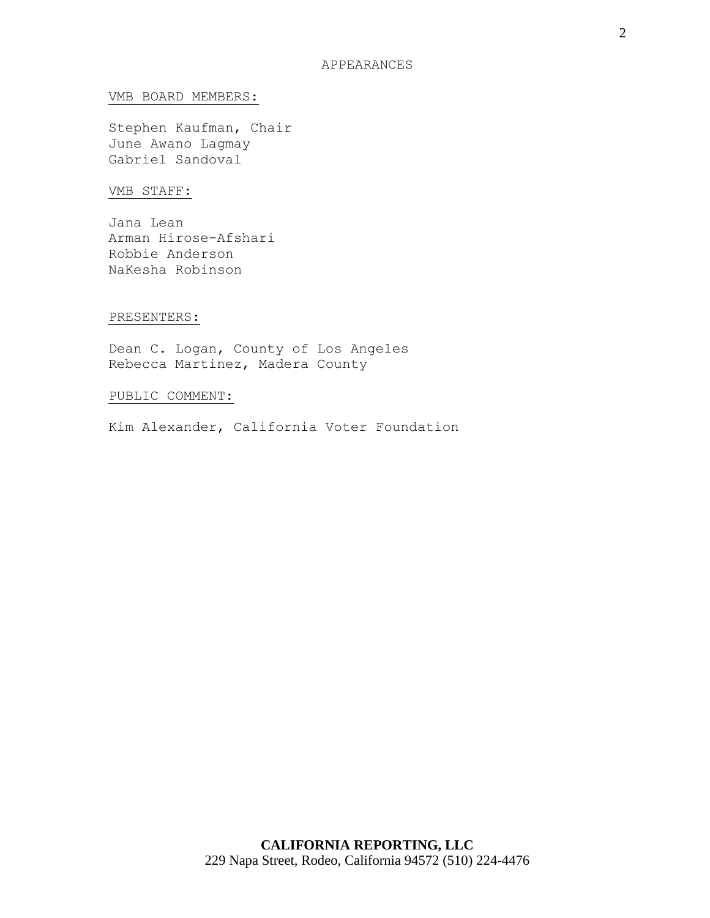# APPEARANCES

## VMB BOARD MEMBERS:

Stephen Kaufman, Chair
June Awano Lagmay
Gabriel Sandoval

## VMB STAFF:

Jana Lean
Arman Hirose-Afshari
Robbie Anderson
NaKesha Robinson

## PRESENTERS:

Dean C. Logan, County of Los Angeles
Rebecca Martinez, Madera County

## PUBLIC COMMENT:

Kim Alexander, California Voter Foundation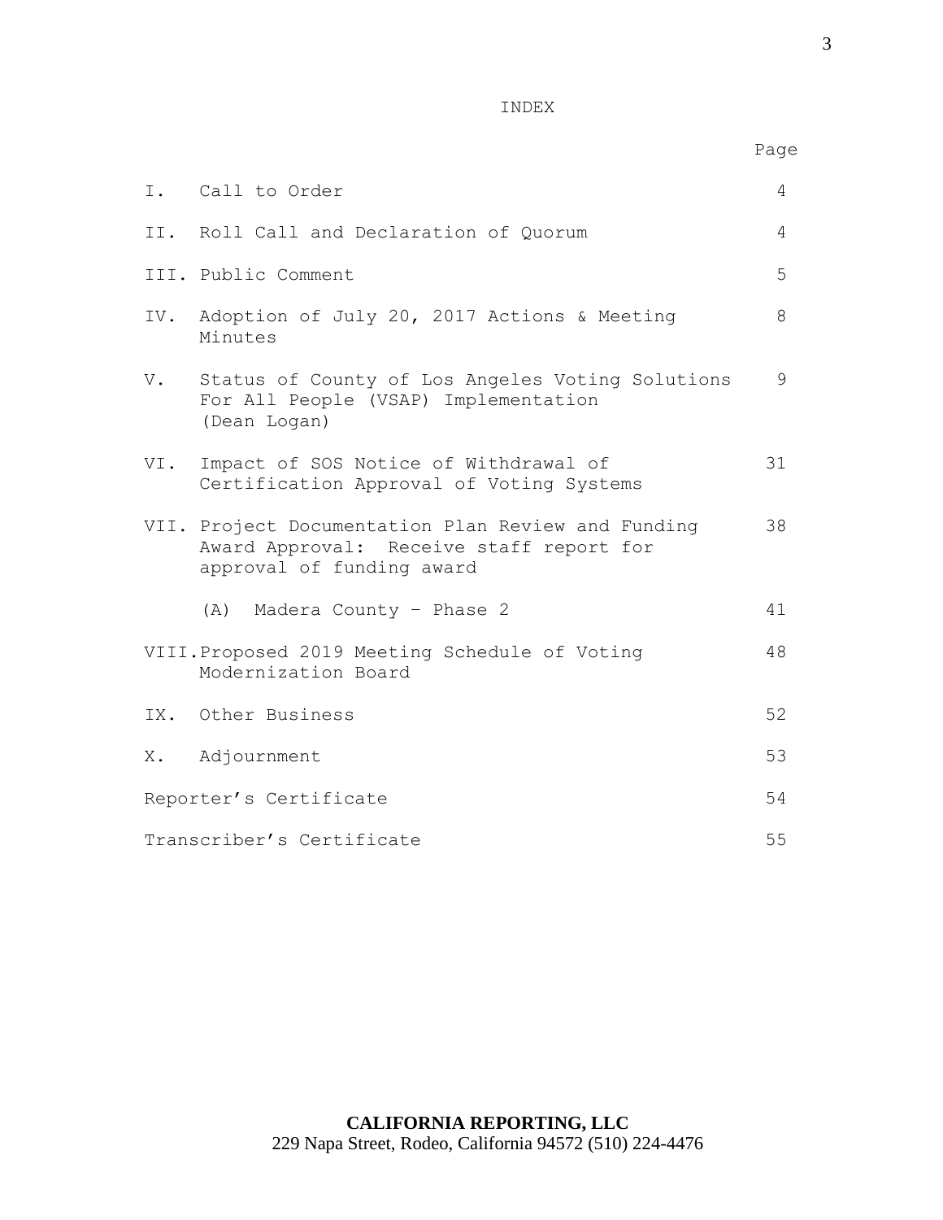# INDEX

| | | Page |
|---|---|---|
| I. | Call to Order | 4 |
| II. | Roll Call and Declaration of Quorum | 4 |
| III. | Public Comment | 5 |
| IV. | Adoption of July 20, 2017 Actions & Meeting Minutes | 8 |
| V. | Status of County of Los Angeles Voting Solutions For All People (VSAP) Implementation (Dean Logan) | 9 |
| VI. | Impact of SOS Notice of Withdrawal of Certification Approval of Voting Systems | 31 |
| VII. | Project Documentation Plan Review and Funding Award Approval: Receive staff report for approval of funding award | 38 |
| | (A) Madera County – Phase 2 | 41 |
| VIII. | Proposed 2019 Meeting Schedule of Voting Modernization Board | 48 |
| IX. | Other Business | 52 |
| X. | Adjournment | 53 |
| | Reporter's Certificate | 54 |
| | Transcriber's Certificate | 55 |

**CALIFORNIA REPORTING, LLC**
229 Napa Street, Rodeo, California 94572 (510) 224-4476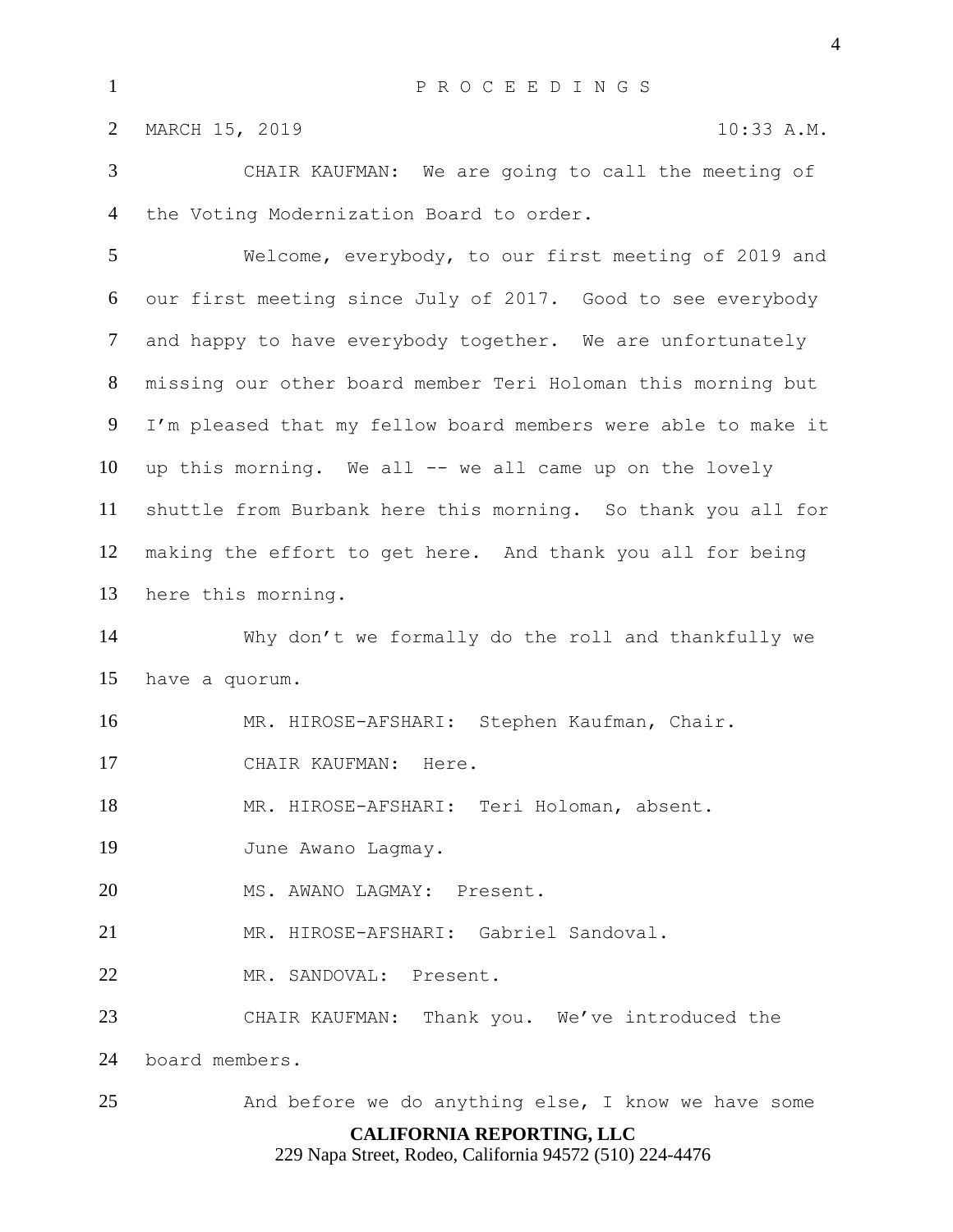P R O C E E D I N G S

MARCH 15, 2019 10:33 A.M.

CHAIR KAUFMAN: We are going to call the meeting of the Voting Modernization Board to order.

Welcome, everybody, to our first meeting of 2019 and our first meeting since July of 2017. Good to see everybody and happy to have everybody together. We are unfortunately missing our other board member Teri Holoman this morning but I'm pleased that my fellow board members were able to make it up this morning. We all -- we all came up on the lovely shuttle from Burbank here this morning. So thank you all for making the effort to get here. And thank you all for being here this morning.

Why don't we formally do the roll and thankfully we have a quorum.

MR. HIROSE-AFSHARI: Stephen Kaufman, Chair.

CHAIR KAUFMAN: Here.

MR. HIROSE-AFSHARI: Teri Holoman, absent.

June Awano Lagmay.

MS. AWANO LAGMAY: Present.

MR. HIROSE-AFSHARI: Gabriel Sandoval.

MR. SANDOVAL: Present.

CHAIR KAUFMAN: Thank you. We've introduced the board members.

And before we do anything else, I know we have some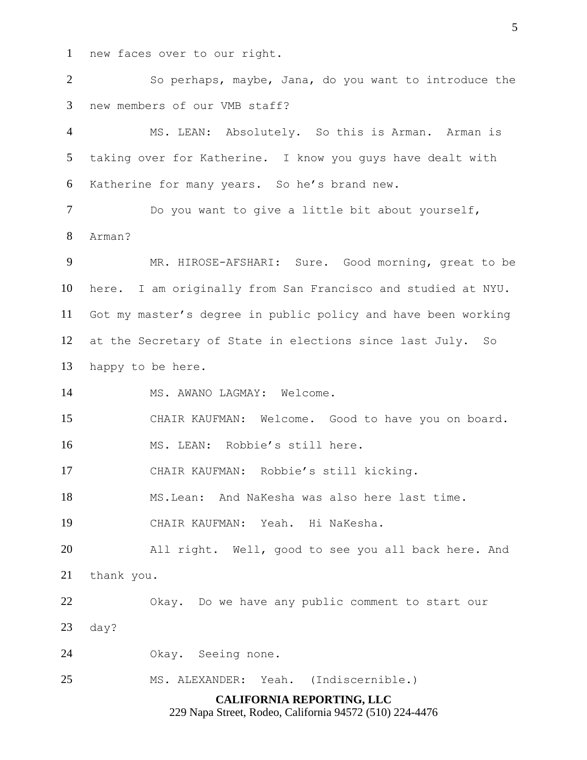new faces over to our right.

So perhaps, maybe, Jana, do you want to introduce the new members of our VMB staff?

MS. LEAN: Absolutely. So this is Arman. Arman is taking over for Katherine. I know you guys have dealt with Katherine for many years. So he's brand new.

Do you want to give a little bit about yourself, Arman?

MR. HIROSE-AFSHARI: Sure. Good morning, great to be here. I am originally from San Francisco and studied at NYU. Got my master's degree in public policy and have been working at the Secretary of State in elections since last July. So happy to be here.

MS. AWANO LAGMAY: Welcome.

CHAIR KAUFMAN: Welcome. Good to have you on board.

MS. LEAN: Robbie's still here.

CHAIR KAUFMAN: Robbie's still kicking.

MS.Lean: And NaKesha was also here last time.

CHAIR KAUFMAN: Yeah. Hi NaKesha.

All right. Well, good to see you all back here. And thank you.

Okay. Do we have any public comment to start our day?

Okay. Seeing none.

MS. ALEXANDER: Yeah. (Indiscernible.)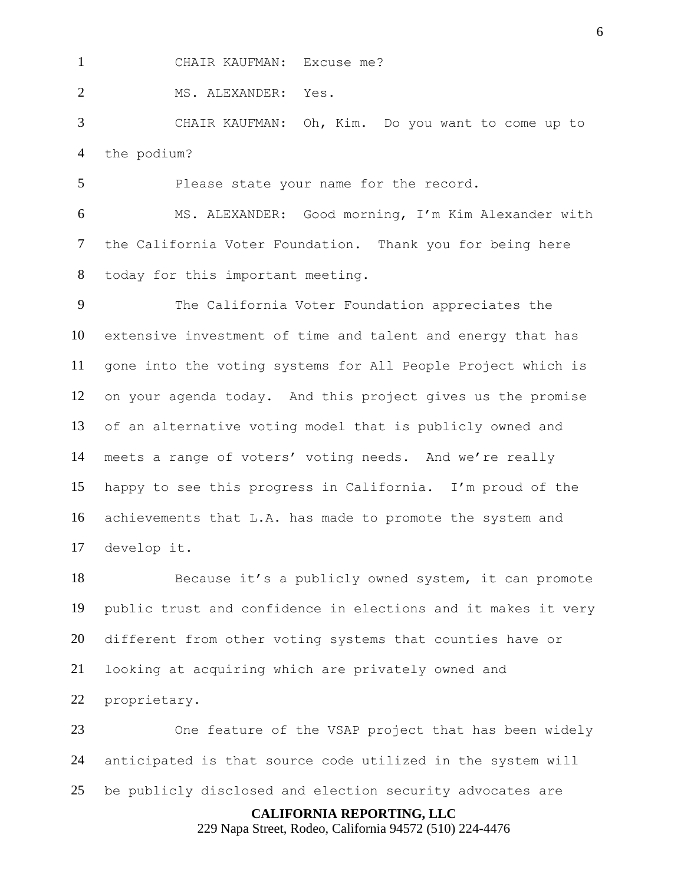CHAIR KAUFMAN: Excuse me?

MS. ALEXANDER: Yes.

CHAIR KAUFMAN: Oh, Kim. Do you want to come up to the podium?

Please state your name for the record.

MS. ALEXANDER: Good morning, I'm Kim Alexander with the California Voter Foundation. Thank you for being here today for this important meeting.

The California Voter Foundation appreciates the extensive investment of time and talent and energy that has gone into the voting systems for All People Project which is on your agenda today. And this project gives us the promise of an alternative voting model that is publicly owned and meets a range of voters' voting needs. And we're really happy to see this progress in California. I'm proud of the achievements that L.A. has made to promote the system and develop it.

Because it's a publicly owned system, it can promote public trust and confidence in elections and it makes it very different from other voting systems that counties have or looking at acquiring which are privately owned and proprietary.

One feature of the VSAP project that has been widely anticipated is that source code utilized in the system will be publicly disclosed and election security advocates are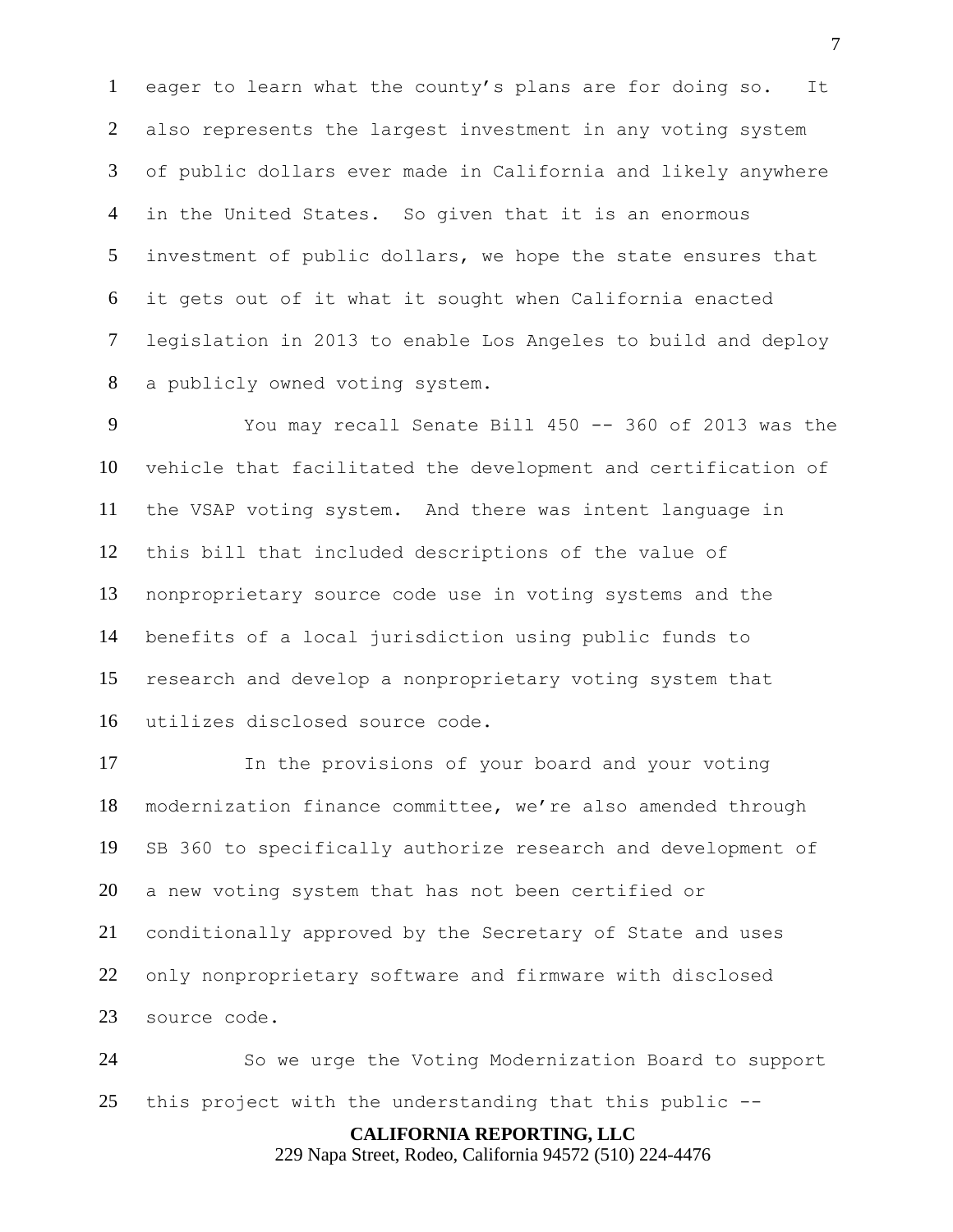eager to learn what the county's plans are for doing so. It also represents the largest investment in any voting system of public dollars ever made in California and likely anywhere in the United States. So given that it is an enormous investment of public dollars, we hope the state ensures that it gets out of it what it sought when California enacted legislation in 2013 to enable Los Angeles to build and deploy a publicly owned voting system.

You may recall Senate Bill 450 -- 360 of 2013 was the vehicle that facilitated the development and certification of the VSAP voting system. And there was intent language in this bill that included descriptions of the value of nonproprietary source code use in voting systems and the benefits of a local jurisdiction using public funds to research and develop a nonproprietary voting system that utilizes disclosed source code.

In the provisions of your board and your voting modernization finance committee, we're also amended through SB 360 to specifically authorize research and development of a new voting system that has not been certified or conditionally approved by the Secretary of State and uses only nonproprietary software and firmware with disclosed source code.

So we urge the Voting Modernization Board to support this project with the understanding that this public --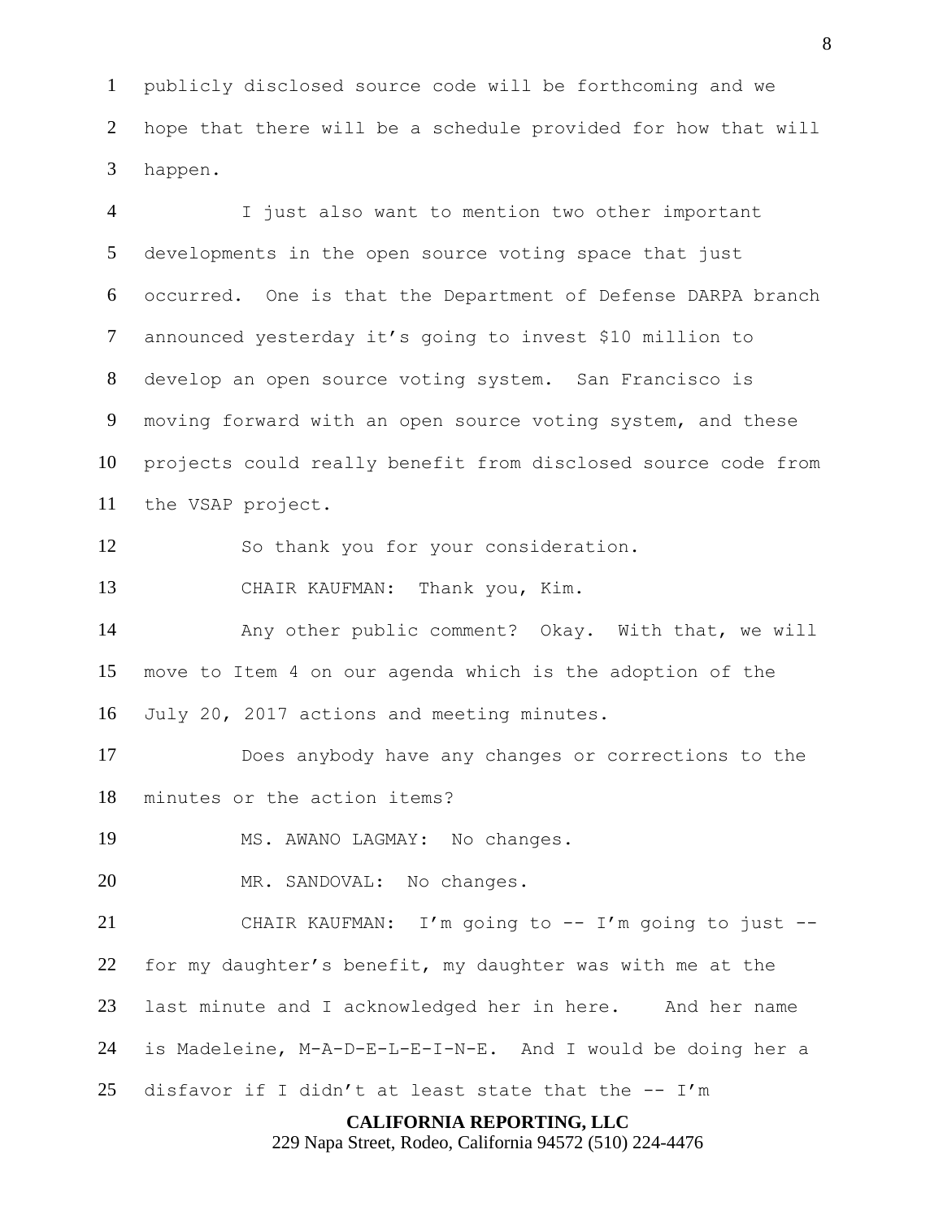publicly disclosed source code will be forthcoming and we hope that there will be a schedule provided for how that will happen.

I just also want to mention two other important developments in the open source voting space that just occurred. One is that the Department of Defense DARPA branch announced yesterday it's going to invest $10 million to develop an open source voting system. San Francisco is moving forward with an open source voting system, and these projects could really benefit from disclosed source code from the VSAP project.

So thank you for your consideration.

CHAIR KAUFMAN: Thank you, Kim.

Any other public comment? Okay. With that, we will move to Item 4 on our agenda which is the adoption of the July 20, 2017 actions and meeting minutes.

Does anybody have any changes or corrections to the minutes or the action items?

MS. AWANO LAGMAY: No changes.

MR. SANDOVAL: No changes.

CHAIR KAUFMAN: I'm going to -- I'm going to just -- for my daughter's benefit, my daughter was with me at the last minute and I acknowledged her in here. And her name is Madeleine, M-A-D-E-L-E-I-N-E. And I would be doing her a disfavor if I didn't at least state that the -- I'm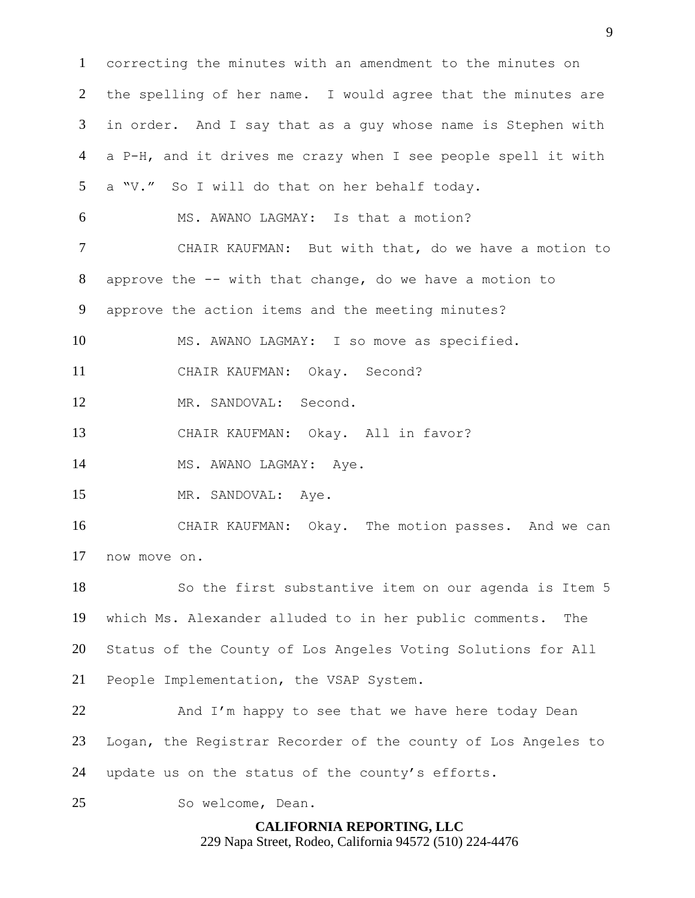1 correcting the minutes with an amendment to the minutes on
2 the spelling of her name. I would agree that the minutes are
3 in order. And I say that as a guy whose name is Stephen with
4 a P-H, and it drives me crazy when I see people spell it with
5 a "V." So I will do that on her behalf today.
6 MS. AWANO LAGMAY: Is that a motion?
7 CHAIR KAUFMAN: But with that, do we have a motion to
8 approve the -- with that change, do we have a motion to
9 approve the action items and the meeting minutes?
10 MS. AWANO LAGMAY: I so move as specified.
11 CHAIR KAUFMAN: Okay. Second?
12 MR. SANDOVAL: Second.
13 CHAIR KAUFMAN: Okay. All in favor?
14 MS. AWANO LAGMAY: Aye.
15 MR. SANDOVAL: Aye.
16 CHAIR KAUFMAN: Okay. The motion passes. And we can
17 now move on.
18 So the first substantive item on our agenda is Item 5
19 which Ms. Alexander alluded to in her public comments. The
20 Status of the County of Los Angeles Voting Solutions for All
21 People Implementation, the VSAP System.
22 And I'm happy to see that we have here today Dean
23 Logan, the Registrar Recorder of the county of Los Angeles to
24 update us on the status of the county's efforts.
25 So welcome, Dean.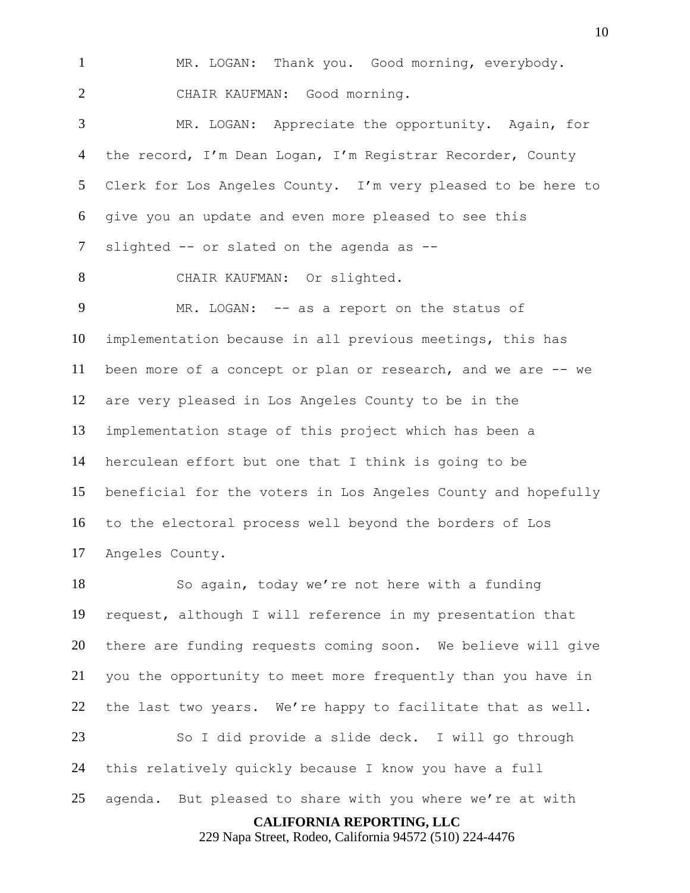MR. LOGAN: Thank you. Good morning, everybody.

CHAIR KAUFMAN: Good morning.

MR. LOGAN: Appreciate the opportunity. Again, for the record, I'm Dean Logan, I'm Registrar Recorder, County Clerk for Los Angeles County. I'm very pleased to be here to give you an update and even more pleased to see this slighted -- or slated on the agenda as --

CHAIR KAUFMAN: Or slighted.

MR. LOGAN: -- as a report on the status of implementation because in all previous meetings, this has been more of a concept or plan or research, and we are -- we are very pleased in Los Angeles County to be in the implementation stage of this project which has been a herculean effort but one that I think is going to be beneficial for the voters in Los Angeles County and hopefully to the electoral process well beyond the borders of Los Angeles County.

So again, today we're not here with a funding request, although I will reference in my presentation that there are funding requests coming soon. We believe will give you the opportunity to meet more frequently than you have in the last two years. We're happy to facilitate that as well.

So I did provide a slide deck. I will go through this relatively quickly because I know you have a full agenda. But pleased to share with you where we're at with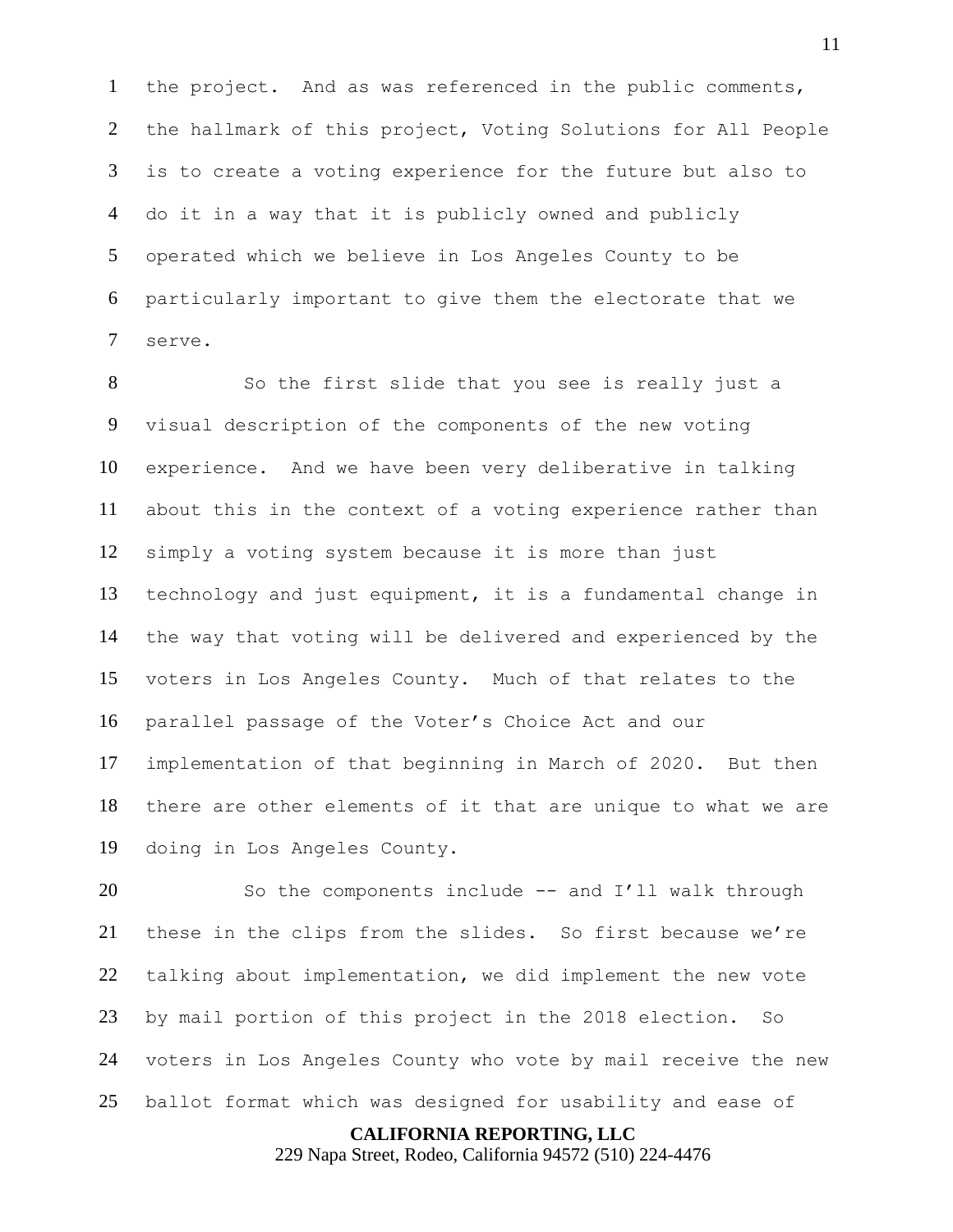the project. And as was referenced in the public comments, the hallmark of this project, Voting Solutions for All People is to create a voting experience for the future but also to do it in a way that it is publicly owned and publicly operated which we believe in Los Angeles County to be particularly important to give them the electorate that we serve.

So the first slide that you see is really just a visual description of the components of the new voting experience. And we have been very deliberative in talking about this in the context of a voting experience rather than simply a voting system because it is more than just technology and just equipment, it is a fundamental change in the way that voting will be delivered and experienced by the voters in Los Angeles County. Much of that relates to the parallel passage of the Voter's Choice Act and our implementation of that beginning in March of 2020. But then there are other elements of it that are unique to what we are doing in Los Angeles County.

So the components include -- and I'll walk through these in the clips from the slides. So first because we're talking about implementation, we did implement the new vote by mail portion of this project in the 2018 election. So voters in Los Angeles County who vote by mail receive the new ballot format which was designed for usability and ease of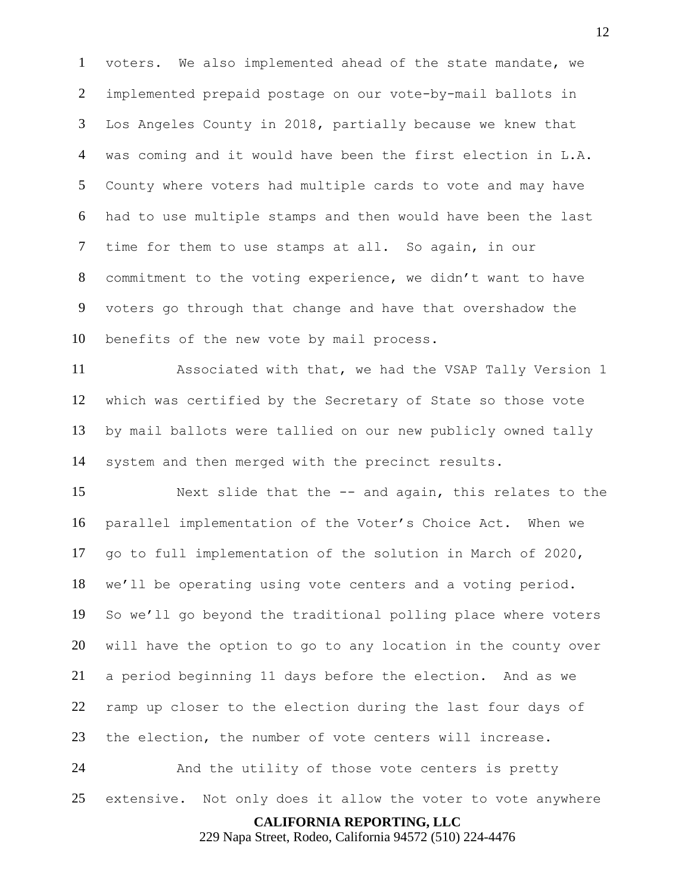voters. We also implemented ahead of the state mandate, we implemented prepaid postage on our vote-by-mail ballots in Los Angeles County in 2018, partially because we knew that was coming and it would have been the first election in L.A. County where voters had multiple cards to vote and may have had to use multiple stamps and then would have been the last time for them to use stamps at all. So again, in our commitment to the voting experience, we didn't want to have voters go through that change and have that overshadow the benefits of the new vote by mail process.

Associated with that, we had the VSAP Tally Version 1 which was certified by the Secretary of State so those vote by mail ballots were tallied on our new publicly owned tally system and then merged with the precinct results.

Next slide that the -- and again, this relates to the parallel implementation of the Voter's Choice Act. When we go to full implementation of the solution in March of 2020, we'll be operating using vote centers and a voting period. So we'll go beyond the traditional polling place where voters will have the option to go to any location in the county over a period beginning 11 days before the election. And as we ramp up closer to the election during the last four days of the election, the number of vote centers will increase.

And the utility of those vote centers is pretty extensive. Not only does it allow the voter to vote anywhere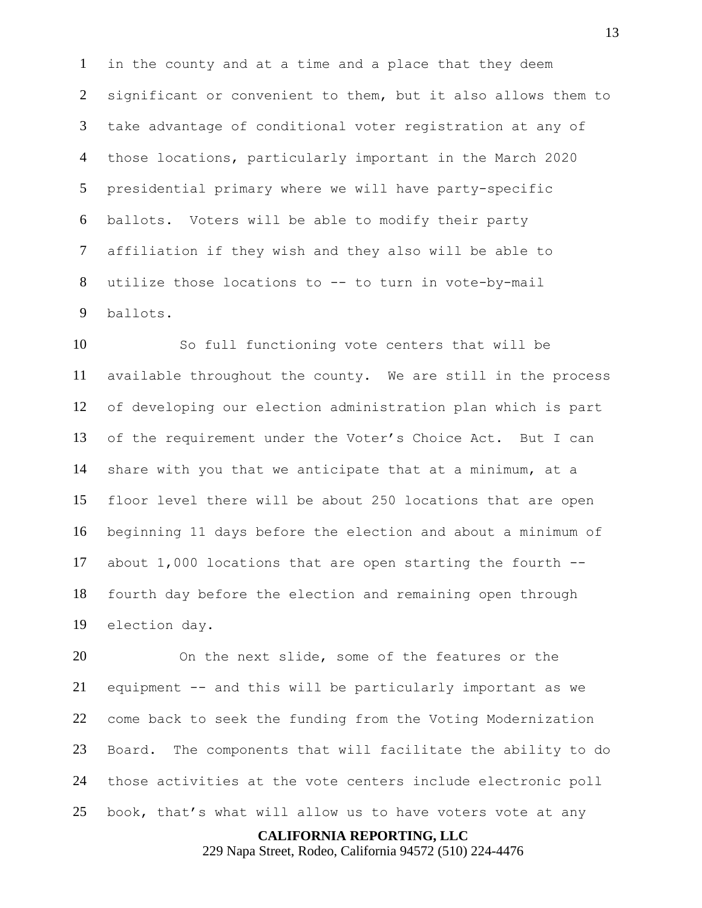in the county and at a time and a place that they deem significant or convenient to them, but it also allows them to take advantage of conditional voter registration at any of those locations, particularly important in the March 2020 presidential primary where we will have party-specific ballots. Voters will be able to modify their party affiliation if they wish and they also will be able to utilize those locations to -- to turn in vote-by-mail ballots.

So full functioning vote centers that will be available throughout the county. We are still in the process of developing our election administration plan which is part of the requirement under the Voter's Choice Act. But I can share with you that we anticipate that at a minimum, at a floor level there will be about 250 locations that are open beginning 11 days before the election and about a minimum of about 1,000 locations that are open starting the fourth -- fourth day before the election and remaining open through election day.

On the next slide, some of the features or the equipment -- and this will be particularly important as we come back to seek the funding from the Voting Modernization Board. The components that will facilitate the ability to do those activities at the vote centers include electronic poll book, that's what will allow us to have voters vote at any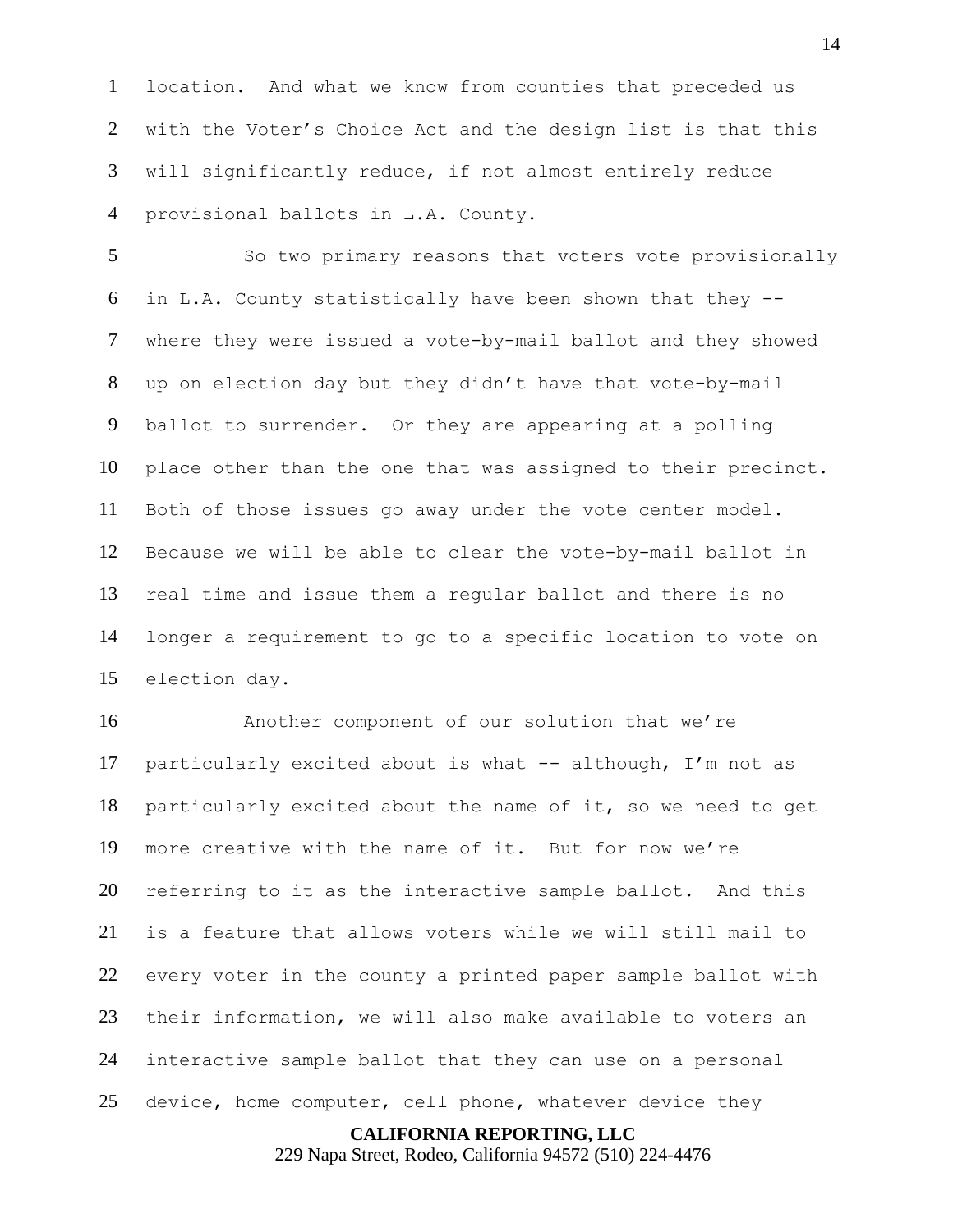location. And what we know from counties that preceded us with the Voter's Choice Act and the design list is that this will significantly reduce, if not almost entirely reduce provisional ballots in L.A. County.

So two primary reasons that voters vote provisionally in L.A. County statistically have been shown that they -- where they were issued a vote-by-mail ballot and they showed up on election day but they didn't have that vote-by-mail ballot to surrender. Or they are appearing at a polling place other than the one that was assigned to their precinct. Both of those issues go away under the vote center model. Because we will be able to clear the vote-by-mail ballot in real time and issue them a regular ballot and there is no longer a requirement to go to a specific location to vote on election day.

Another component of our solution that we're particularly excited about is what -- although, I'm not as particularly excited about the name of it, so we need to get more creative with the name of it. But for now we're referring to it as the interactive sample ballot. And this is a feature that allows voters while we will still mail to every voter in the county a printed paper sample ballot with their information, we will also make available to voters an interactive sample ballot that they can use on a personal device, home computer, cell phone, whatever device they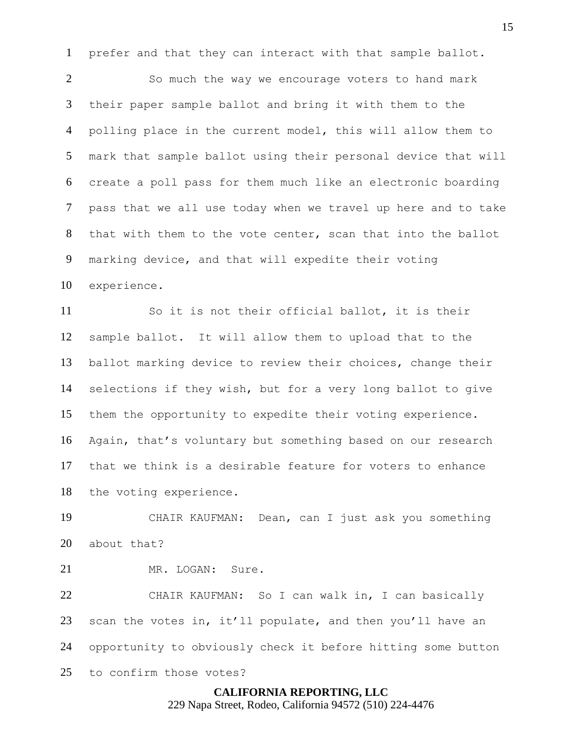prefer and that they can interact with that sample ballot.

So much the way we encourage voters to hand mark their paper sample ballot and bring it with them to the polling place in the current model, this will allow them to mark that sample ballot using their personal device that will create a poll pass for them much like an electronic boarding pass that we all use today when we travel up here and to take that with them to the vote center, scan that into the ballot marking device, and that will expedite their voting experience.

So it is not their official ballot, it is their sample ballot. It will allow them to upload that to the ballot marking device to review their choices, change their selections if they wish, but for a very long ballot to give them the opportunity to expedite their voting experience. Again, that's voluntary but something based on our research that we think is a desirable feature for voters to enhance the voting experience.

CHAIR KAUFMAN: Dean, can I just ask you something about that?

MR. LOGAN: Sure.

CHAIR KAUFMAN: So I can walk in, I can basically scan the votes in, it'll populate, and then you'll have an opportunity to obviously check it before hitting some button to confirm those votes?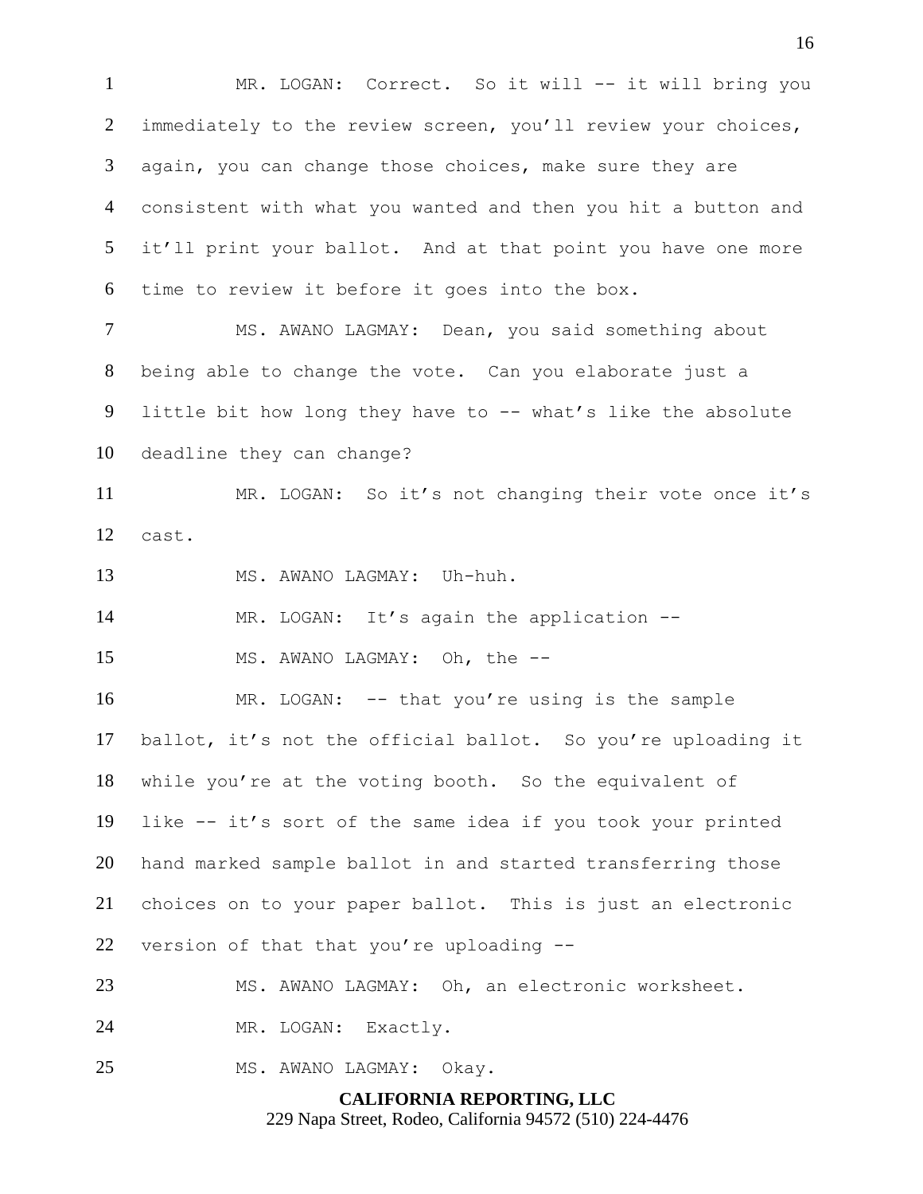MR. LOGAN: Correct. So it will -- it will bring you immediately to the review screen, you'll review your choices, again, you can change those choices, make sure they are consistent with what you wanted and then you hit a button and it'll print your ballot. And at that point you have one more time to review it before it goes into the box.

MS. AWANO LAGMAY: Dean, you said something about being able to change the vote. Can you elaborate just a little bit how long they have to -- what's like the absolute deadline they can change?

MR. LOGAN: So it's not changing their vote once it's cast.

MS. AWANO LAGMAY: Uh-huh.

MR. LOGAN: It's again the application --

MS. AWANO LAGMAY: Oh, the --

MR. LOGAN: -- that you're using is the sample ballot, it's not the official ballot. So you're uploading it while you're at the voting booth. So the equivalent of like -- it's sort of the same idea if you took your printed hand marked sample ballot in and started transferring those choices on to your paper ballot. This is just an electronic version of that that you're uploading --

MS. AWANO LAGMAY: Oh, an electronic worksheet.

MR. LOGAN: Exactly.

MS. AWANO LAGMAY: Okay.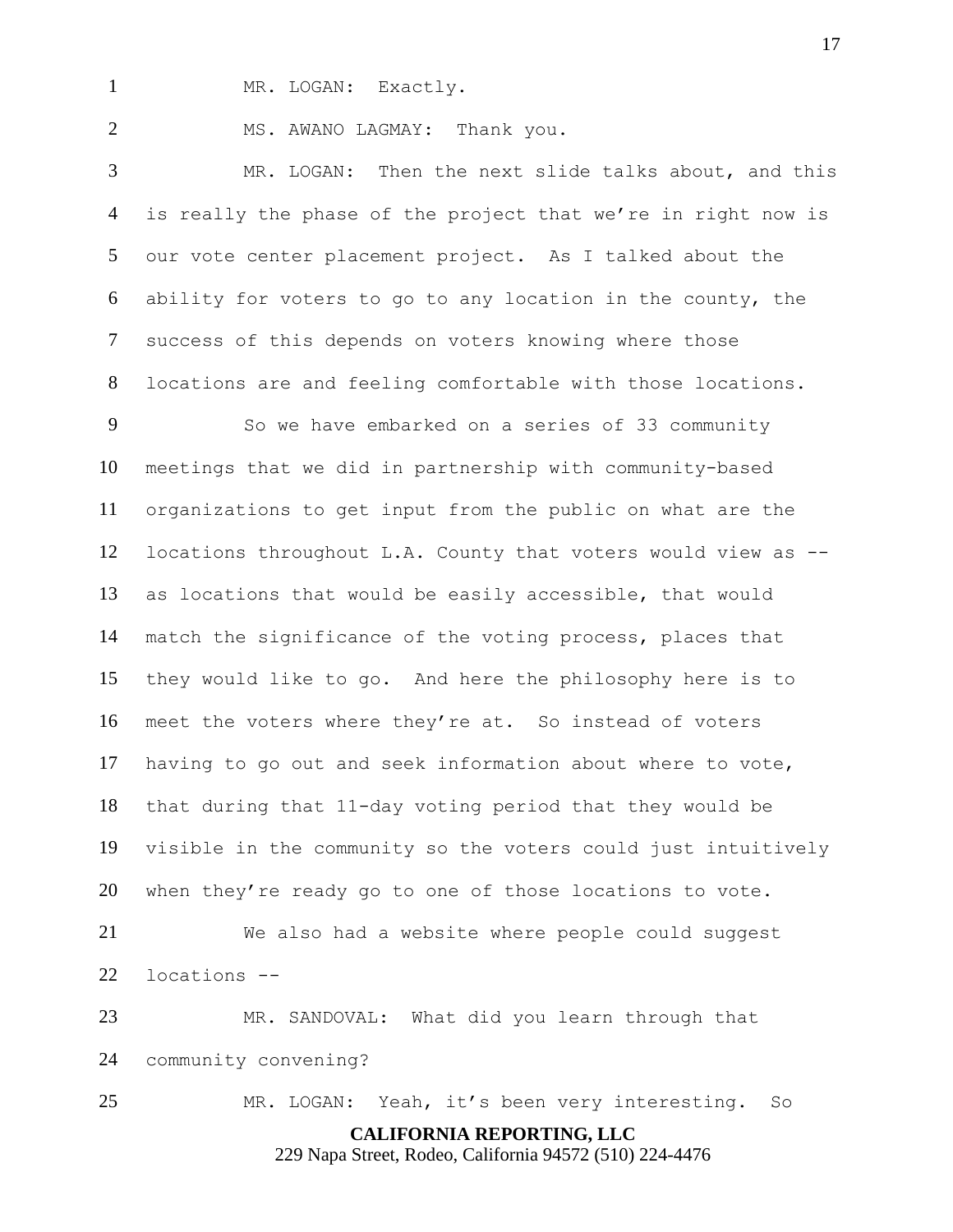MR. LOGAN: Exactly.

MS. AWANO LAGMAY: Thank you.

MR. LOGAN: Then the next slide talks about, and this is really the phase of the project that we're in right now is our vote center placement project. As I talked about the ability for voters to go to any location in the county, the success of this depends on voters knowing where those locations are and feeling comfortable with those locations.

So we have embarked on a series of 33 community meetings that we did in partnership with community-based organizations to get input from the public on what are the locations throughout L.A. County that voters would view as -- as locations that would be easily accessible, that would match the significance of the voting process, places that they would like to go. And here the philosophy here is to meet the voters where they're at. So instead of voters having to go out and seek information about where to vote, that during that 11-day voting period that they would be visible in the community so the voters could just intuitively when they're ready go to one of those locations to vote.

We also had a website where people could suggest locations --

MR. SANDOVAL: What did you learn through that community convening?

MR. LOGAN: Yeah, it's been very interesting. So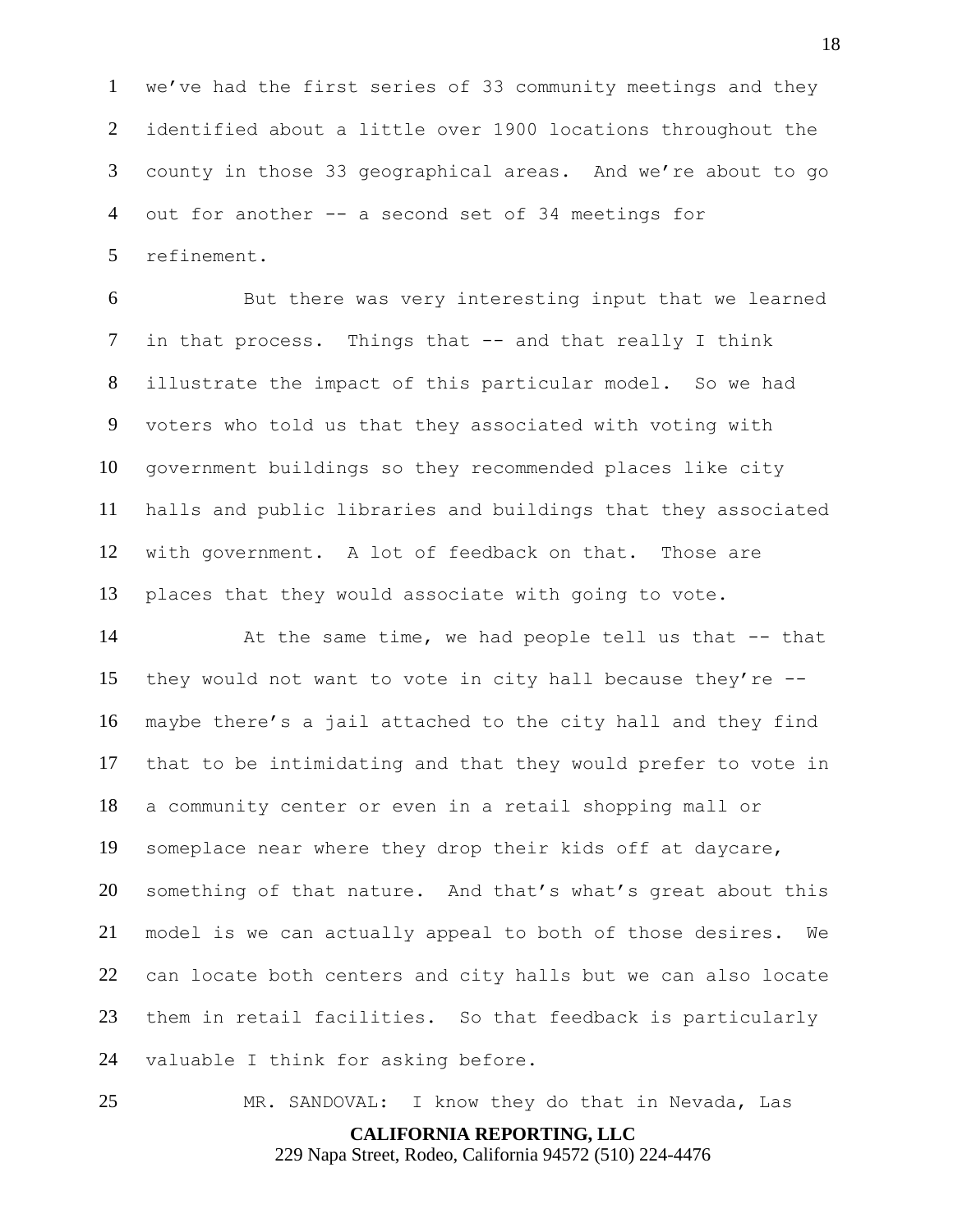we've had the first series of 33 community meetings and they identified about a little over 1900 locations throughout the county in those 33 geographical areas. And we're about to go out for another -- a second set of 34 meetings for refinement.

But there was very interesting input that we learned in that process. Things that -- and that really I think illustrate the impact of this particular model. So we had voters who told us that they associated with voting with government buildings so they recommended places like city halls and public libraries and buildings that they associated with government. A lot of feedback on that. Those are places that they would associate with going to vote.

At the same time, we had people tell us that -- that they would not want to vote in city hall because they're -- maybe there's a jail attached to the city hall and they find that to be intimidating and that they would prefer to vote in a community center or even in a retail shopping mall or someplace near where they drop their kids off at daycare, something of that nature. And that's what's great about this model is we can actually appeal to both of those desires. We can locate both centers and city halls but we can also locate them in retail facilities. So that feedback is particularly valuable I think for asking before.

MR. SANDOVAL: I know they do that in Nevada, Las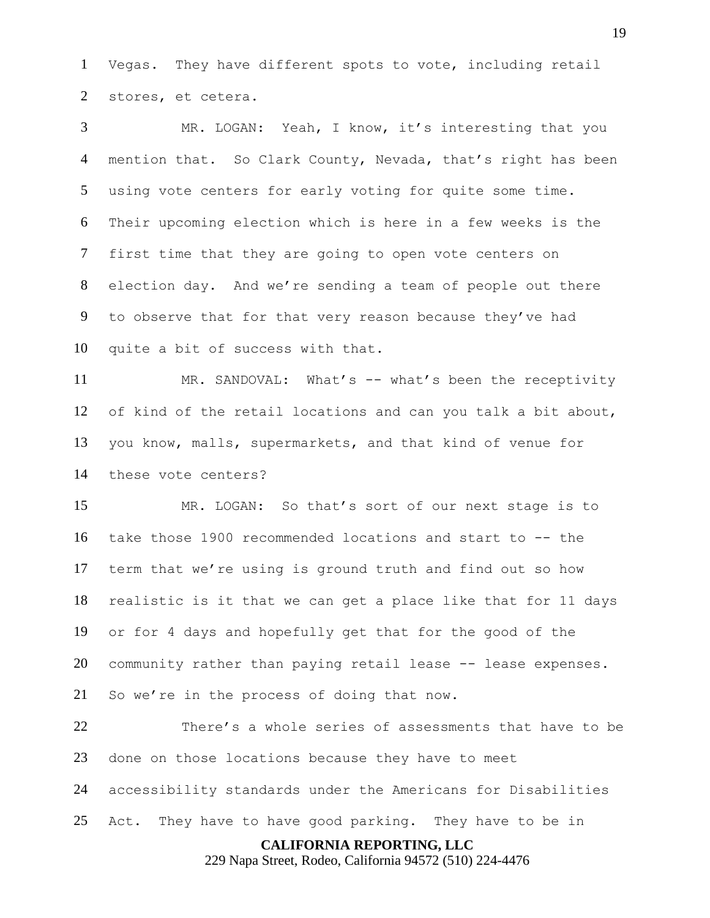Vegas. They have different spots to vote, including retail stores, et cetera.

MR. LOGAN: Yeah, I know, it's interesting that you mention that. So Clark County, Nevada, that's right has been using vote centers for early voting for quite some time. Their upcoming election which is here in a few weeks is the first time that they are going to open vote centers on election day. And we're sending a team of people out there to observe that for that very reason because they've had quite a bit of success with that.

MR. SANDOVAL: What's -- what's been the receptivity of kind of the retail locations and can you talk a bit about, you know, malls, supermarkets, and that kind of venue for these vote centers?

MR. LOGAN: So that's sort of our next stage is to take those 1900 recommended locations and start to -- the term that we're using is ground truth and find out so how realistic is it that we can get a place like that for 11 days or for 4 days and hopefully get that for the good of the community rather than paying retail lease -- lease expenses. So we're in the process of doing that now.

There's a whole series of assessments that have to be done on those locations because they have to meet accessibility standards under the Americans for Disabilities Act. They have to have good parking. They have to be in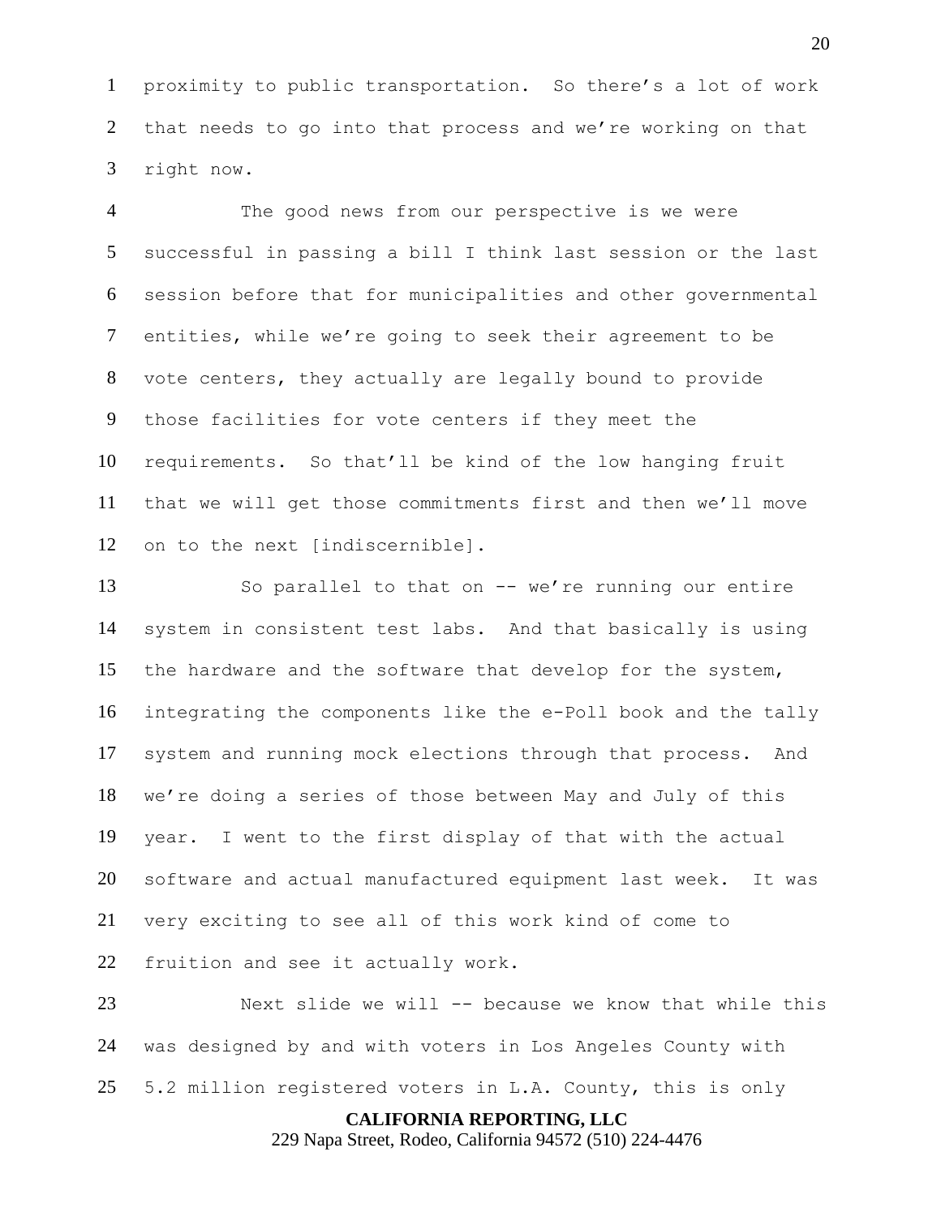proximity to public transportation. So there's a lot of work that needs to go into that process and we're working on that right now.

The good news from our perspective is we were successful in passing a bill I think last session or the last session before that for municipalities and other governmental entities, while we're going to seek their agreement to be vote centers, they actually are legally bound to provide those facilities for vote centers if they meet the requirements. So that'll be kind of the low hanging fruit that we will get those commitments first and then we'll move on to the next [indiscernible].

So parallel to that on -- we're running our entire system in consistent test labs. And that basically is using the hardware and the software that develop for the system, integrating the components like the e-Poll book and the tally system and running mock elections through that process. And we're doing a series of those between May and July of this year. I went to the first display of that with the actual software and actual manufactured equipment last week. It was very exciting to see all of this work kind of come to fruition and see it actually work.

Next slide we will -- because we know that while this was designed by and with voters in Los Angeles County with 5.2 million registered voters in L.A. County, this is only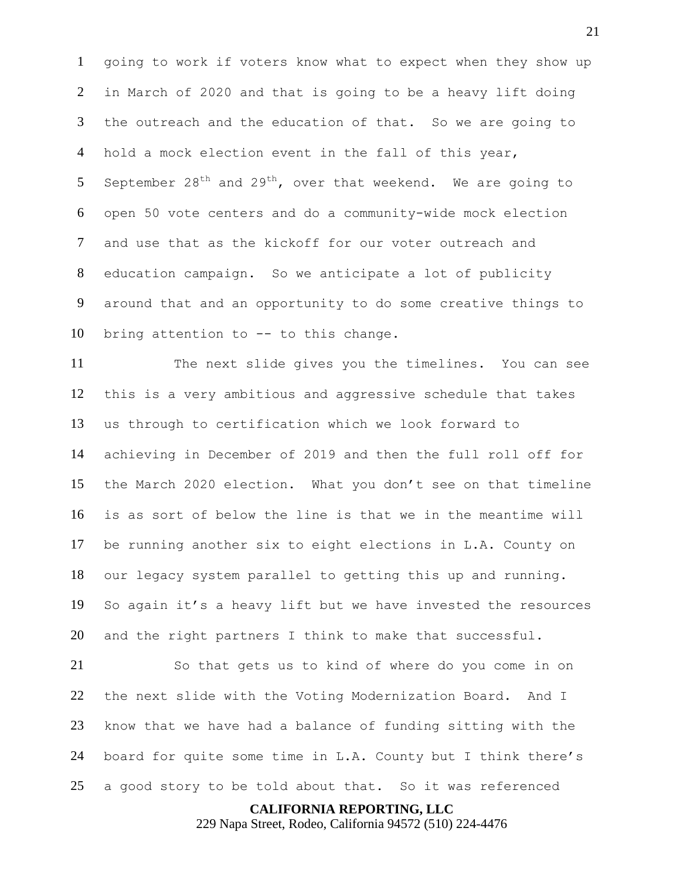going to work if voters know what to expect when they show up in March of 2020 and that is going to be a heavy lift doing the outreach and the education of that. So we are going to hold a mock election event in the fall of this year, September 28th and 29th, over that weekend. We are going to open 50 vote centers and do a community-wide mock election and use that as the kickoff for our voter outreach and education campaign. So we anticipate a lot of publicity around that and an opportunity to do some creative things to bring attention to -- to this change.

The next slide gives you the timelines. You can see this is a very ambitious and aggressive schedule that takes us through to certification which we look forward to achieving in December of 2019 and then the full roll off for the March 2020 election. What you don't see on that timeline is as sort of below the line is that we in the meantime will be running another six to eight elections in L.A. County on our legacy system parallel to getting this up and running. So again it's a heavy lift but we have invested the resources and the right partners I think to make that successful.

So that gets us to kind of where do you come in on the next slide with the Voting Modernization Board. And I know that we have had a balance of funding sitting with the board for quite some time in L.A. County but I think there's a good story to be told about that. So it was referenced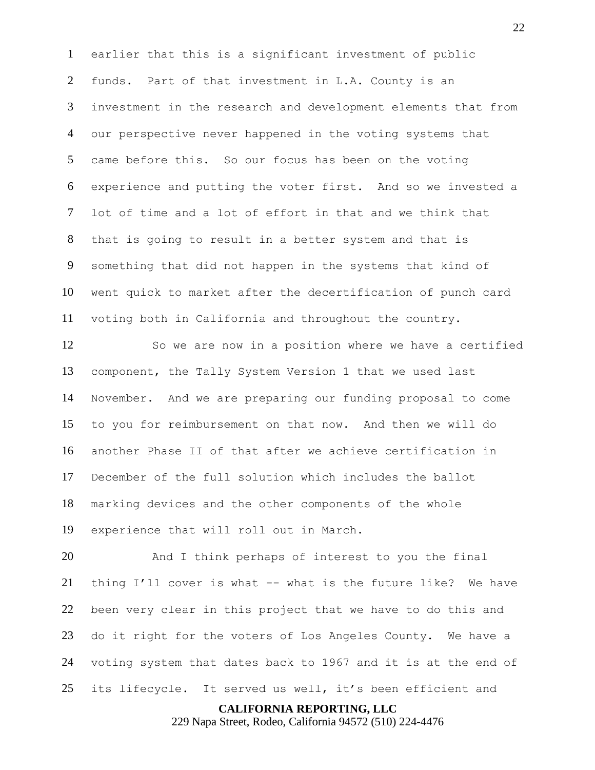earlier that this is a significant investment of public funds. Part of that investment in L.A. County is an investment in the research and development elements that from our perspective never happened in the voting systems that came before this. So our focus has been on the voting experience and putting the voter first. And so we invested a lot of time and a lot of effort in that and we think that that is going to result in a better system and that is something that did not happen in the systems that kind of went quick to market after the decertification of punch card voting both in California and throughout the country.

So we are now in a position where we have a certified component, the Tally System Version 1 that we used last November. And we are preparing our funding proposal to come to you for reimbursement on that now. And then we will do another Phase II of that after we achieve certification in December of the full solution which includes the ballot marking devices and the other components of the whole experience that will roll out in March.

And I think perhaps of interest to you the final thing I'll cover is what -- what is the future like? We have been very clear in this project that we have to do this and do it right for the voters of Los Angeles County. We have a voting system that dates back to 1967 and it is at the end of its lifecycle. It served us well, it's been efficient and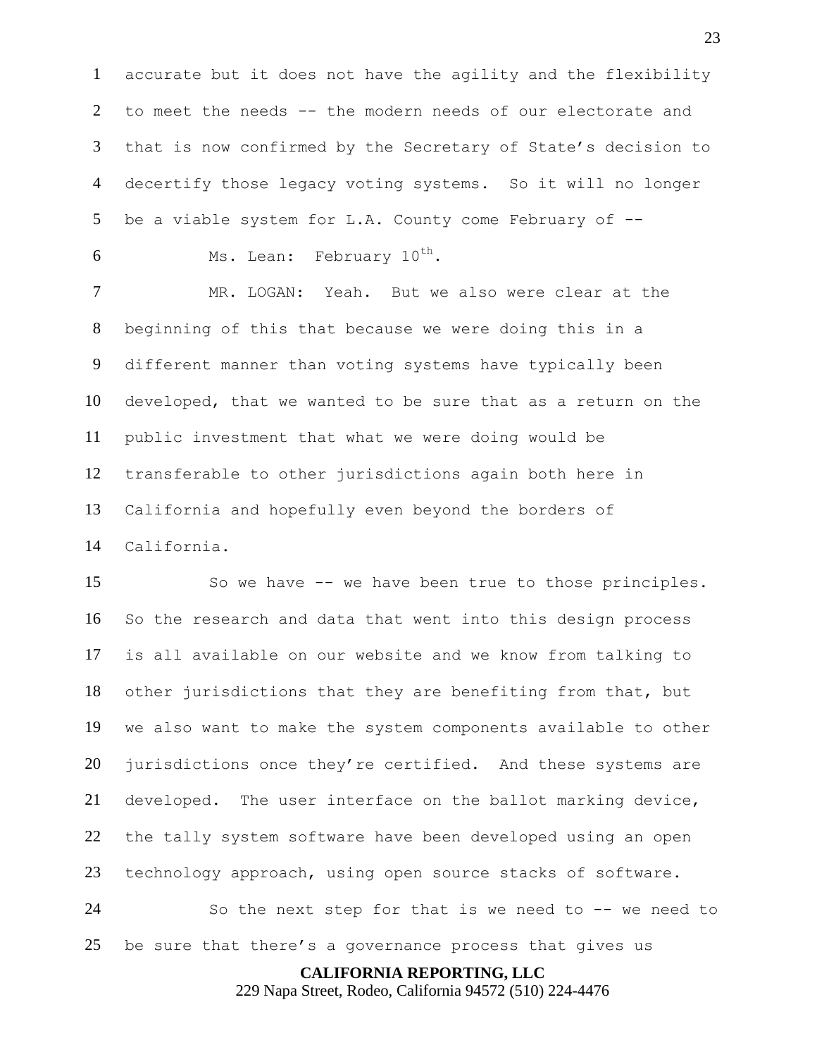accurate but it does not have the agility and the flexibility to meet the needs -- the modern needs of our electorate and that is now confirmed by the Secretary of State's decision to decertify those legacy voting systems. So it will no longer be a viable system for L.A. County come February of --

Ms. Lean: February $10^{th}$.

MR. LOGAN: Yeah. But we also were clear at the beginning of this that because we were doing this in a different manner than voting systems have typically been developed, that we wanted to be sure that as a return on the public investment that what we were doing would be transferable to other jurisdictions again both here in California and hopefully even beyond the borders of California.

So we have -- we have been true to those principles. So the research and data that went into this design process is all available on our website and we know from talking to other jurisdictions that they are benefiting from that, but we also want to make the system components available to other jurisdictions once they're certified. And these systems are developed. The user interface on the ballot marking device, the tally system software have been developed using an open technology approach, using open source stacks of software.

So the next step for that is we need to -- we need to be sure that there's a governance process that gives us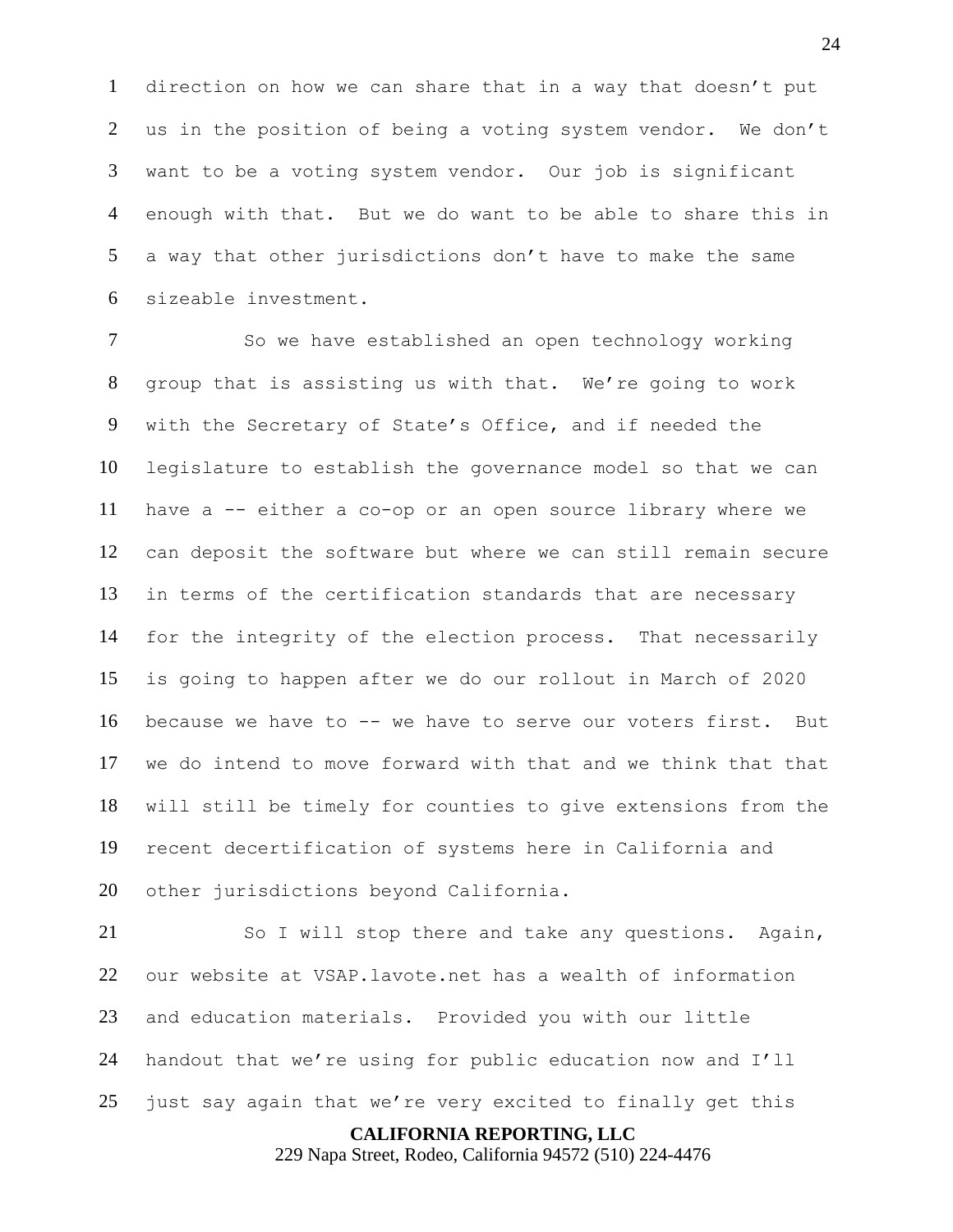direction on how we can share that in a way that doesn't put us in the position of being a voting system vendor. We don't want to be a voting system vendor. Our job is significant enough with that. But we do want to be able to share this in a way that other jurisdictions don't have to make the same sizeable investment.

So we have established an open technology working group that is assisting us with that. We're going to work with the Secretary of State's Office, and if needed the legislature to establish the governance model so that we can have a -- either a co-op or an open source library where we can deposit the software but where we can still remain secure in terms of the certification standards that are necessary for the integrity of the election process. That necessarily is going to happen after we do our rollout in March of 2020 because we have to -- we have to serve our voters first. But we do intend to move forward with that and we think that that will still be timely for counties to give extensions from the recent decertification of systems here in California and other jurisdictions beyond California.

So I will stop there and take any questions. Again, our website at VSAP.lavote.net has a wealth of information and education materials. Provided you with our little handout that we're using for public education now and I'll just say again that we're very excited to finally get this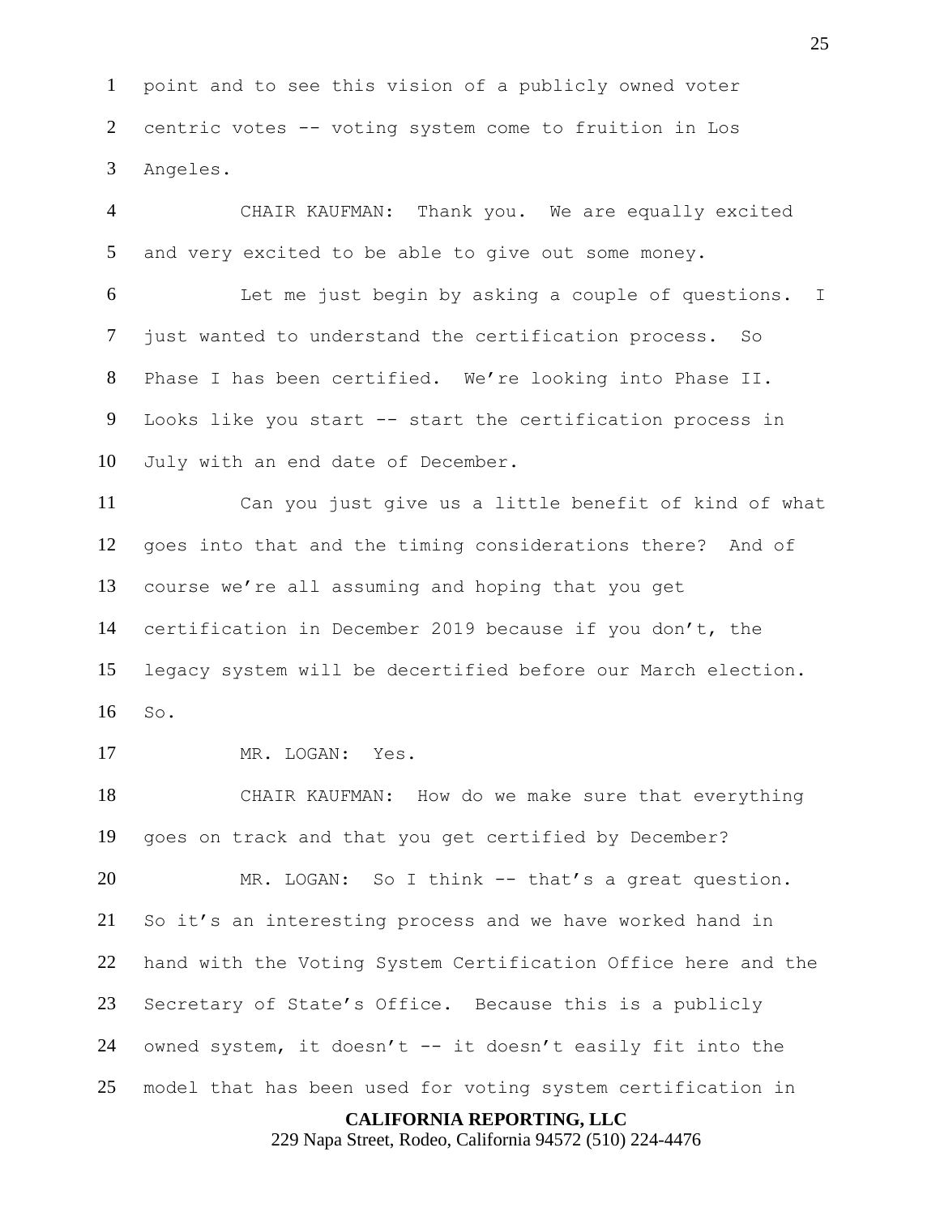point and to see this vision of a publicly owned voter centric votes -- voting system come to fruition in Los Angeles.

CHAIR KAUFMAN: Thank you. We are equally excited and very excited to be able to give out some money.

Let me just begin by asking a couple of questions. I just wanted to understand the certification process. So Phase I has been certified. We're looking into Phase II. Looks like you start -- start the certification process in July with an end date of December.

Can you just give us a little benefit of kind of what goes into that and the timing considerations there? And of course we're all assuming and hoping that you get certification in December 2019 because if you don't, the legacy system will be decertified before our March election. So.

MR. LOGAN: Yes.

CHAIR KAUFMAN: How do we make sure that everything goes on track and that you get certified by December?

MR. LOGAN: So I think -- that's a great question. So it's an interesting process and we have worked hand in hand with the Voting System Certification Office here and the Secretary of State's Office. Because this is a publicly owned system, it doesn't -- it doesn't easily fit into the model that has been used for voting system certification in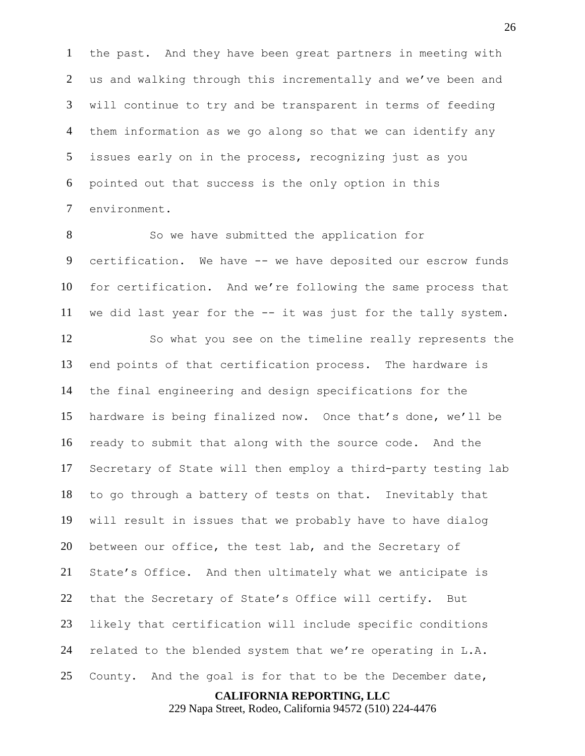the past. And they have been great partners in meeting with us and walking through this incrementally and we've been and will continue to try and be transparent in terms of feeding them information as we go along so that we can identify any issues early on in the process, recognizing just as you pointed out that success is the only option in this environment.

So we have submitted the application for certification. We have -- we have deposited our escrow funds for certification. And we're following the same process that we did last year for the -- it was just for the tally system.

So what you see on the timeline really represents the end points of that certification process. The hardware is the final engineering and design specifications for the hardware is being finalized now. Once that's done, we'll be ready to submit that along with the source code. And the Secretary of State will then employ a third-party testing lab to go through a battery of tests on that. Inevitably that will result in issues that we probably have to have dialog between our office, the test lab, and the Secretary of State's Office. And then ultimately what we anticipate is that the Secretary of State's Office will certify. But likely that certification will include specific conditions related to the blended system that we're operating in L.A. County. And the goal is for that to be the December date,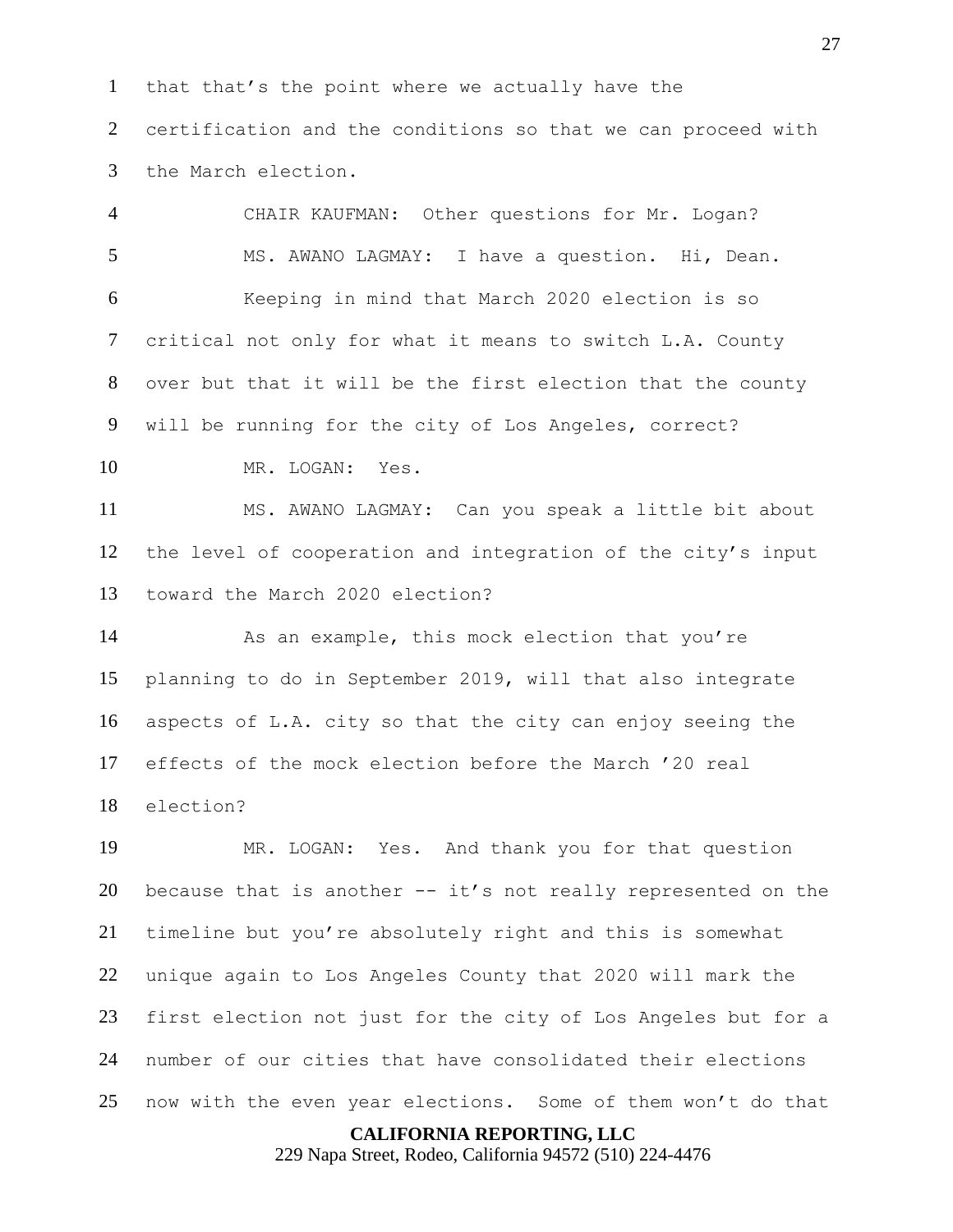that that's the point where we actually have the certification and the conditions so that we can proceed with the March election.

CHAIR KAUFMAN: Other questions for Mr. Logan?

MS. AWANO LAGMAY: I have a question. Hi, Dean.

Keeping in mind that March 2020 election is so critical not only for what it means to switch L.A. County over but that it will be the first election that the county will be running for the city of Los Angeles, correct?

MR. LOGAN: Yes.

MS. AWANO LAGMAY: Can you speak a little bit about the level of cooperation and integration of the city's input toward the March 2020 election?

As an example, this mock election that you're planning to do in September 2019, will that also integrate aspects of L.A. city so that the city can enjoy seeing the effects of the mock election before the March '20 real election?

MR. LOGAN: Yes. And thank you for that question because that is another -- it's not really represented on the timeline but you're absolutely right and this is somewhat unique again to Los Angeles County that 2020 will mark the first election not just for the city of Los Angeles but for a number of our cities that have consolidated their elections now with the even year elections. Some of them won't do that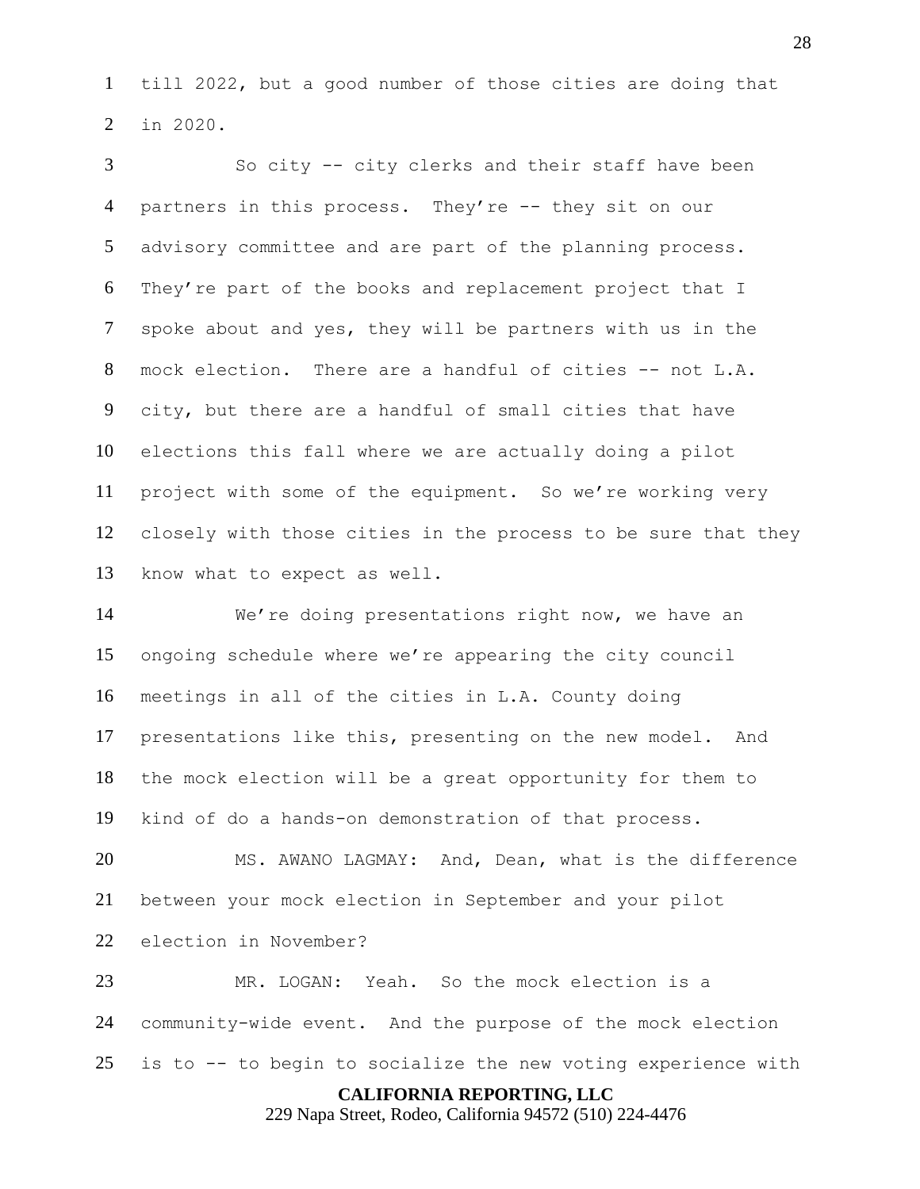till 2022, but a good number of those cities are doing that in 2020.

So city -- city clerks and their staff have been partners in this process. They're -- they sit on our advisory committee and are part of the planning process. They're part of the books and replacement project that I spoke about and yes, they will be partners with us in the mock election. There are a handful of cities -- not L.A. city, but there are a handful of small cities that have elections this fall where we are actually doing a pilot project with some of the equipment. So we're working very closely with those cities in the process to be sure that they know what to expect as well.

We're doing presentations right now, we have an ongoing schedule where we're appearing the city council meetings in all of the cities in L.A. County doing presentations like this, presenting on the new model. And the mock election will be a great opportunity for them to kind of do a hands-on demonstration of that process.

MS. AWANO LAGMAY: And, Dean, what is the difference between your mock election in September and your pilot election in November?

MR. LOGAN: Yeah. So the mock election is a community-wide event. And the purpose of the mock election is to -- to begin to socialize the new voting experience with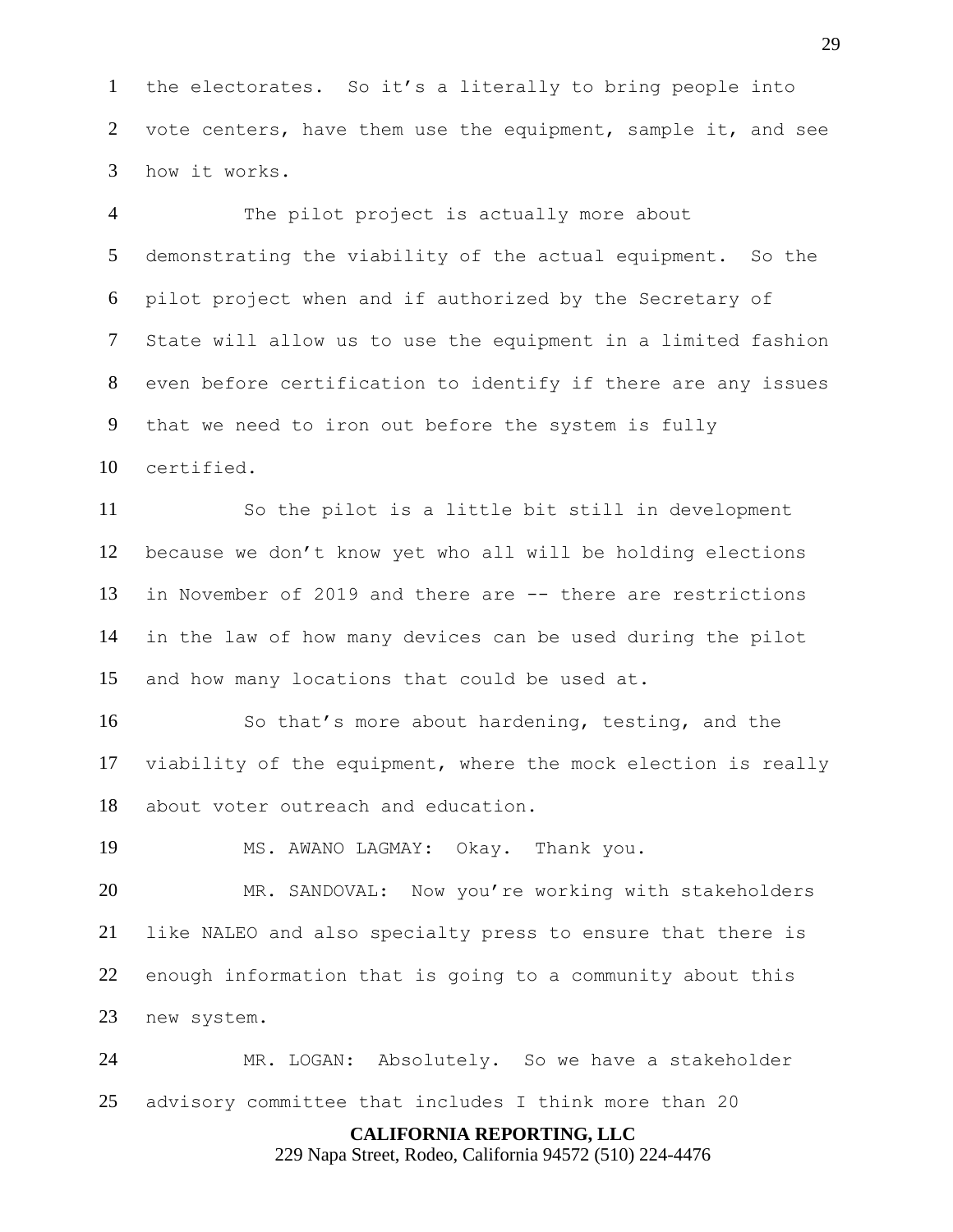the electorates. So it's a literally to bring people into vote centers, have them use the equipment, sample it, and see how it works.

The pilot project is actually more about demonstrating the viability of the actual equipment. So the pilot project when and if authorized by the Secretary of State will allow us to use the equipment in a limited fashion even before certification to identify if there are any issues that we need to iron out before the system is fully certified.

So the pilot is a little bit still in development because we don't know yet who all will be holding elections in November of 2019 and there are -- there are restrictions in the law of how many devices can be used during the pilot and how many locations that could be used at.

So that's more about hardening, testing, and the viability of the equipment, where the mock election is really about voter outreach and education.

MS. AWANO LAGMAY: Okay. Thank you.

MR. SANDOVAL: Now you're working with stakeholders like NALEO and also specialty press to ensure that there is enough information that is going to a community about this new system.

MR. LOGAN: Absolutely. So we have a stakeholder advisory committee that includes I think more than 20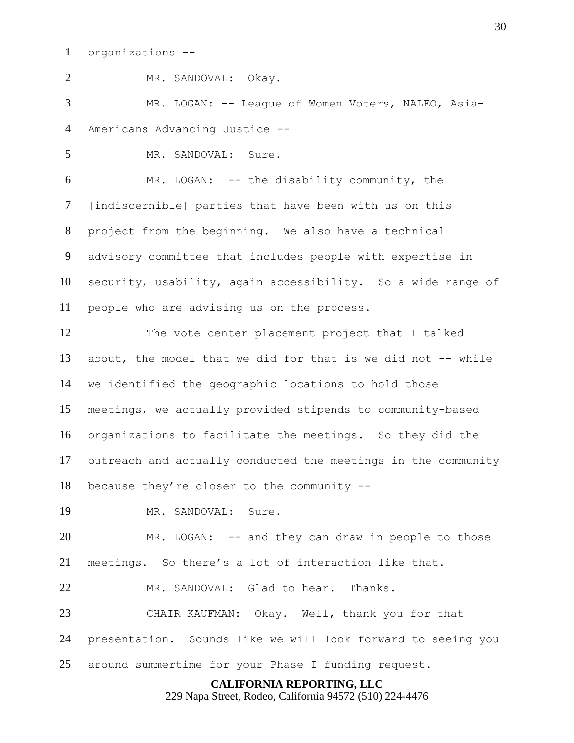organizations --

MR. SANDOVAL: Okay.

MR. LOGAN: -- League of Women Voters, NALEO, Asia-Americans Advancing Justice --

MR. SANDOVAL: Sure.

MR. LOGAN: -- the disability community, the [indiscernible] parties that have been with us on this project from the beginning. We also have a technical advisory committee that includes people with expertise in security, usability, again accessibility. So a wide range of people who are advising us on the process.

The vote center placement project that I talked about, the model that we did for that is we did not -- while we identified the geographic locations to hold those meetings, we actually provided stipends to community-based organizations to facilitate the meetings. So they did the outreach and actually conducted the meetings in the community because they're closer to the community --

MR. SANDOVAL: Sure.

MR. LOGAN: -- and they can draw in people to those meetings. So there's a lot of interaction like that.

MR. SANDOVAL: Glad to hear. Thanks.

CHAIR KAUFMAN: Okay. Well, thank you for that presentation. Sounds like we will look forward to seeing you around summertime for your Phase I funding request.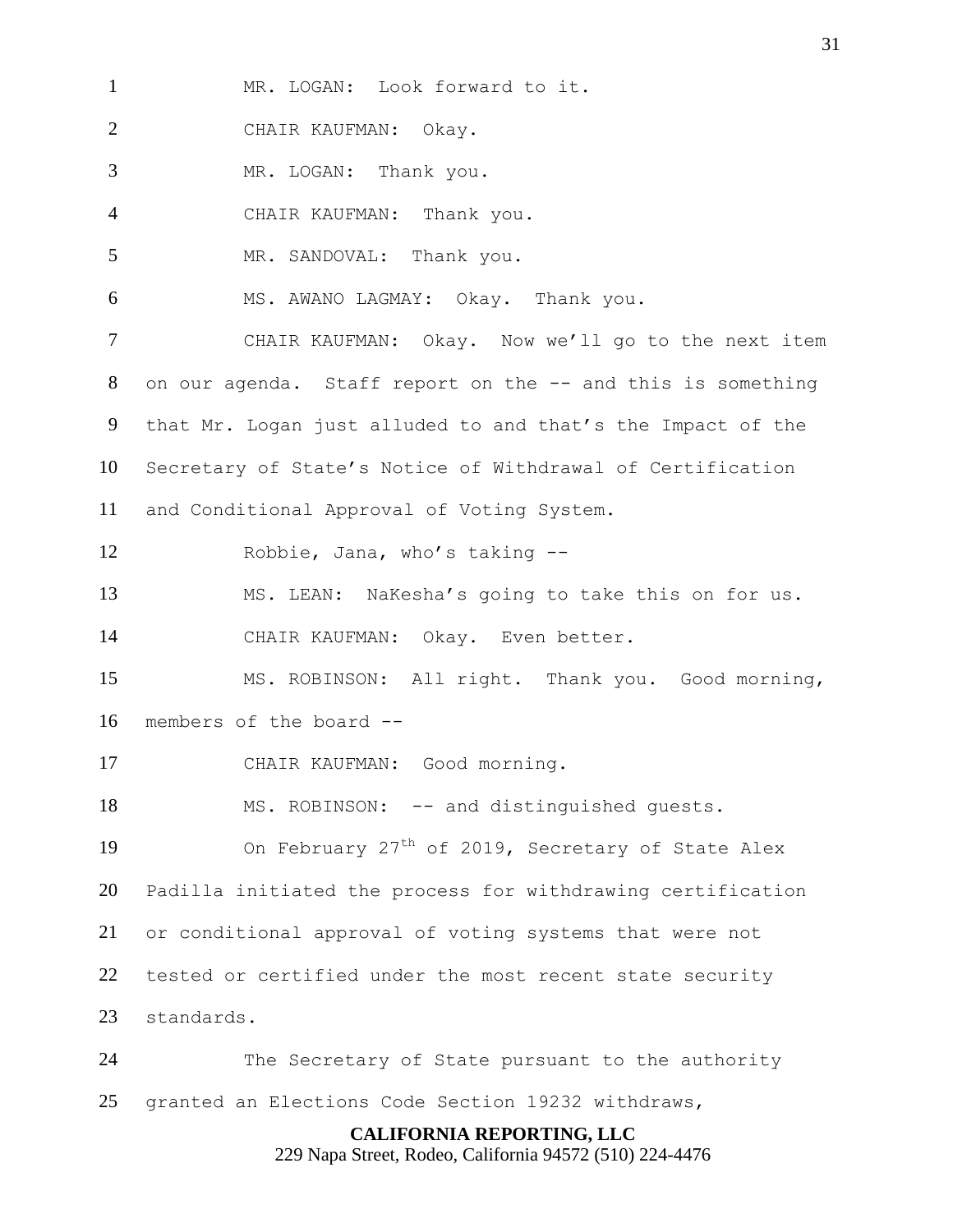MR. LOGAN: Look forward to it.

CHAIR KAUFMAN: Okay.

MR. LOGAN: Thank you.

CHAIR KAUFMAN: Thank you.

MR. SANDOVAL: Thank you.

MS. AWANO LAGMAY: Okay. Thank you.

CHAIR KAUFMAN: Okay. Now we'll go to the next item on our agenda. Staff report on the -- and this is something that Mr. Logan just alluded to and that's the Impact of the Secretary of State's Notice of Withdrawal of Certification and Conditional Approval of Voting System.

Robbie, Jana, who's taking --

MS. LEAN: NaKesha's going to take this on for us.

CHAIR KAUFMAN: Okay. Even better.

MS. ROBINSON: All right. Thank you. Good morning, members of the board --

CHAIR KAUFMAN: Good morning.

MS. ROBINSON: -- and distinguished guests.

On February 27th of 2019, Secretary of State Alex Padilla initiated the process for withdrawing certification or conditional approval of voting systems that were not tested or certified under the most recent state security standards.

The Secretary of State pursuant to the authority granted an Elections Code Section 19232 withdraws,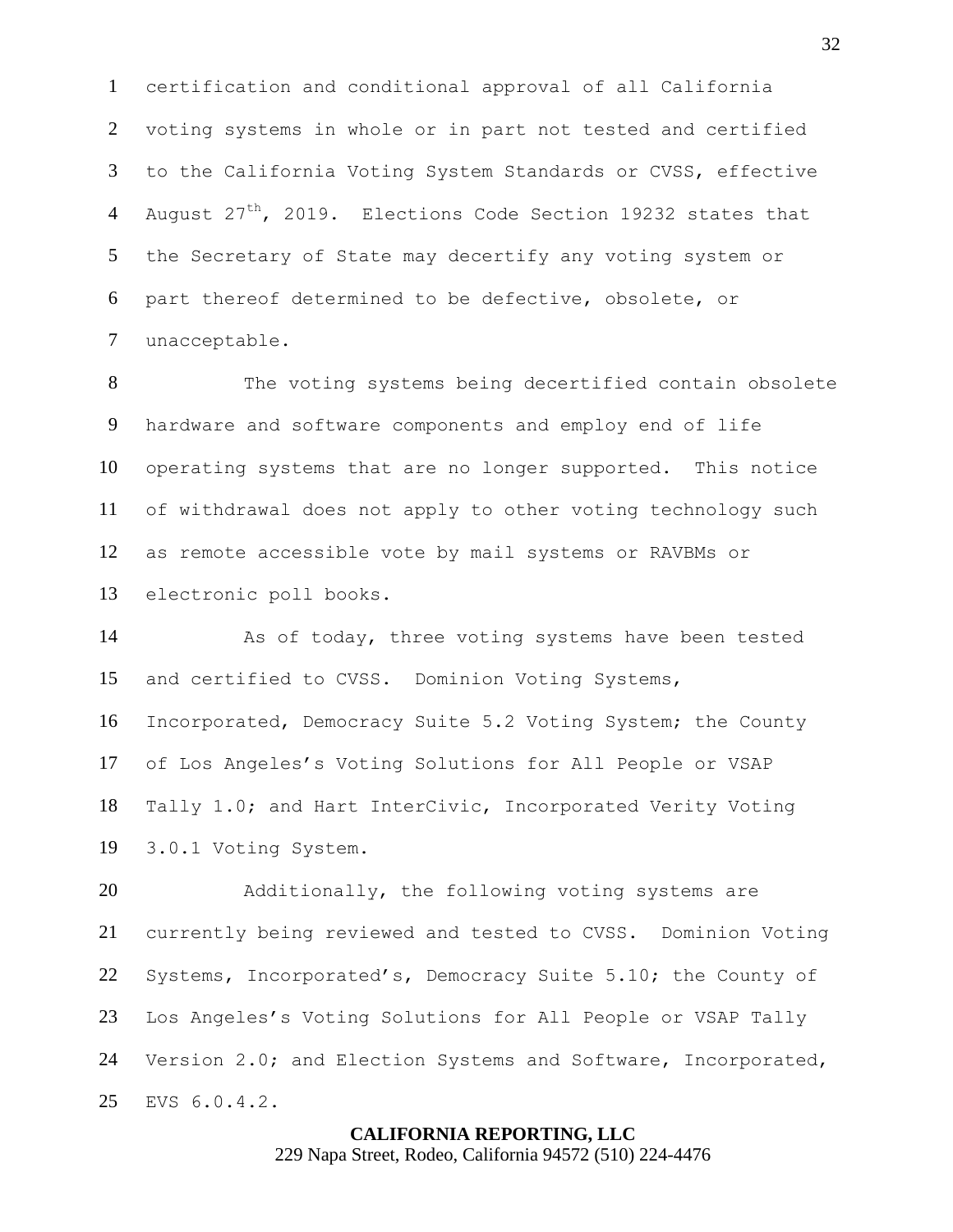certification and conditional approval of all California voting systems in whole or in part not tested and certified to the California Voting System Standards or CVSS, effective August 27th, 2019. Elections Code Section 19232 states that the Secretary of State may decertify any voting system or part thereof determined to be defective, obsolete, or unacceptable.

The voting systems being decertified contain obsolete hardware and software components and employ end of life operating systems that are no longer supported. This notice of withdrawal does not apply to other voting technology such as remote accessible vote by mail systems or RAVBMs or electronic poll books.

As of today, three voting systems have been tested and certified to CVSS. Dominion Voting Systems, Incorporated, Democracy Suite 5.2 Voting System; the County of Los Angeles's Voting Solutions for All People or VSAP Tally 1.0; and Hart InterCivic, Incorporated Verity Voting 3.0.1 Voting System.

Additionally, the following voting systems are currently being reviewed and tested to CVSS. Dominion Voting Systems, Incorporated's, Democracy Suite 5.10; the County of Los Angeles's Voting Solutions for All People or VSAP Tally Version 2.0; and Election Systems and Software, Incorporated, EVS 6.0.4.2.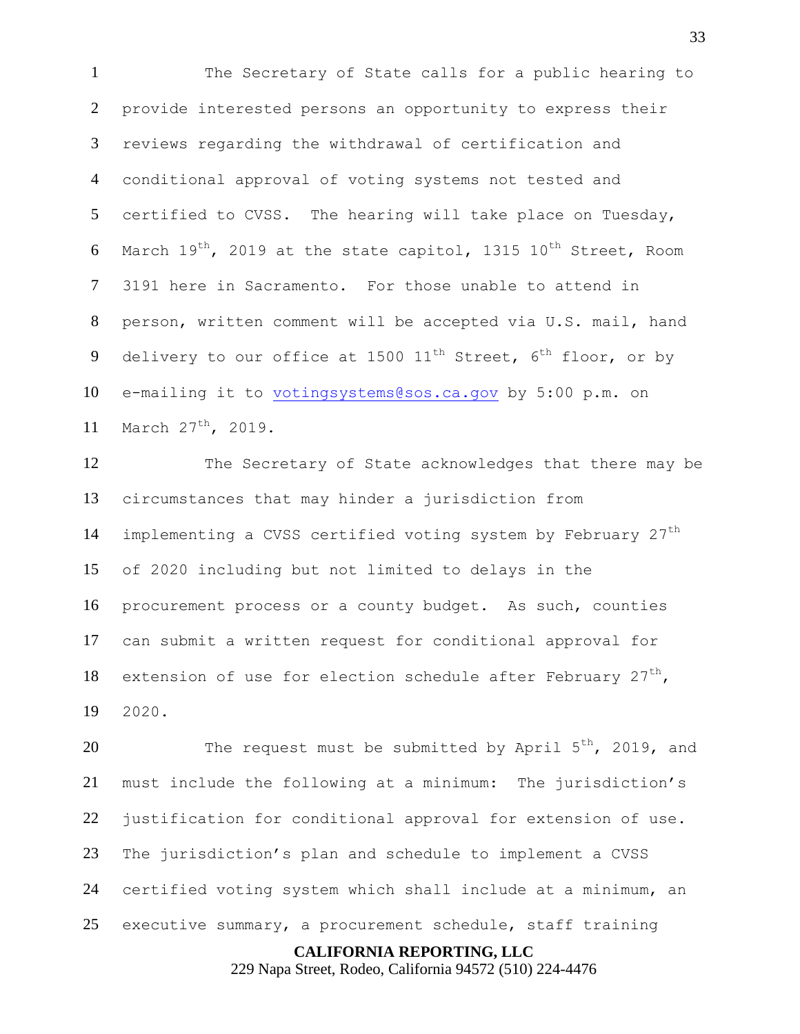The Secretary of State calls for a public hearing to provide interested persons an opportunity to express their reviews regarding the withdrawal of certification and conditional approval of voting systems not tested and certified to CVSS. The hearing will take place on Tuesday, March 19th, 2019 at the state capitol, 1315 10th Street, Room 3191 here in Sacramento. For those unable to attend in person, written comment will be accepted via U.S. mail, hand delivery to our office at 1500 11th Street, 6th floor, or by e-mailing it to votingsystems@sos.ca.gov by 5:00 p.m. on March 27th, 2019.

The Secretary of State acknowledges that there may be circumstances that may hinder a jurisdiction from implementing a CVSS certified voting system by February 27th of 2020 including but not limited to delays in the procurement process or a county budget. As such, counties can submit a written request for conditional approval for extension of use for election schedule after February 27th, 2020.

The request must be submitted by April 5th, 2019, and must include the following at a minimum: The jurisdiction's justification for conditional approval for extension of use. The jurisdiction's plan and schedule to implement a CVSS certified voting system which shall include at a minimum, an executive summary, a procurement schedule, staff training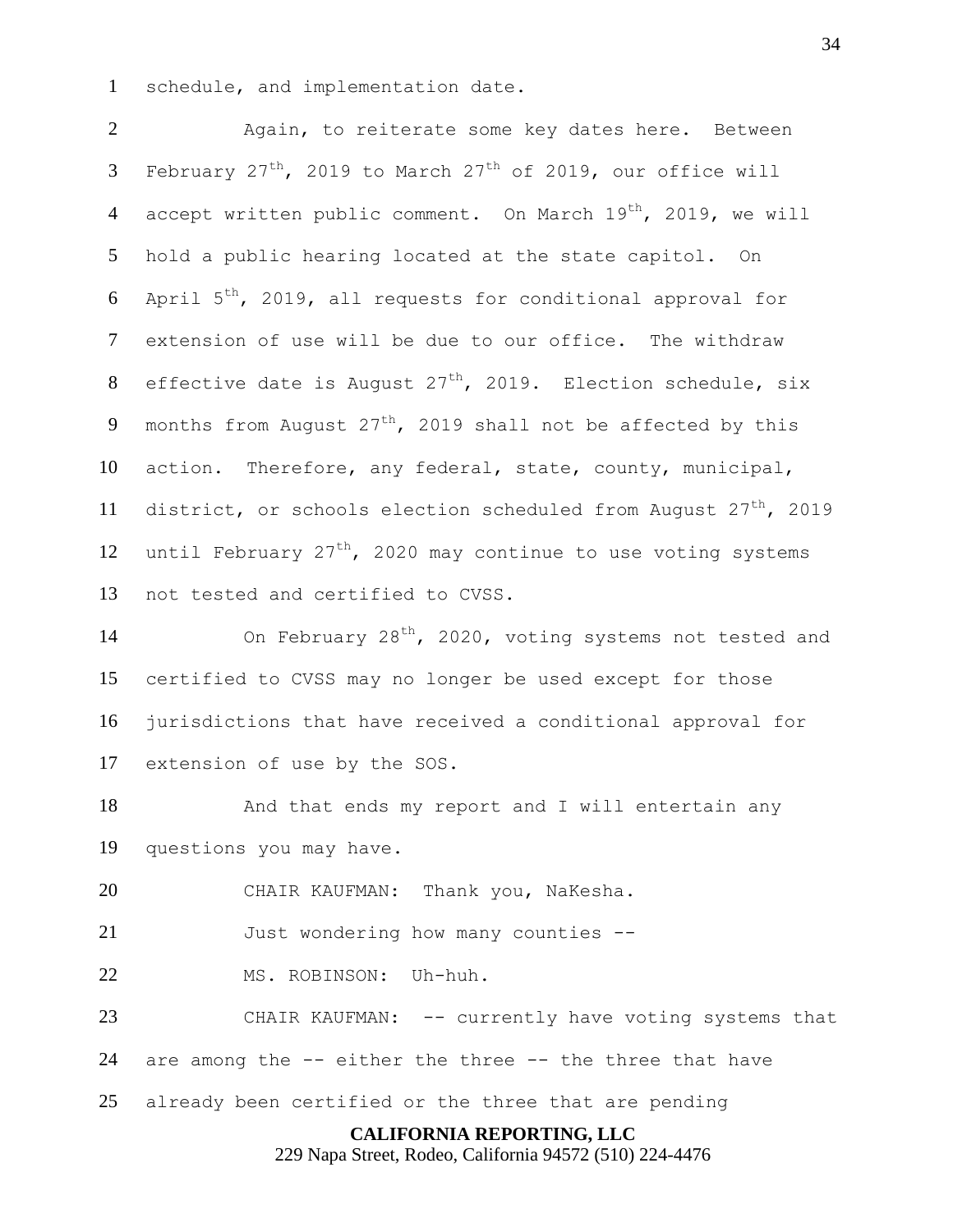schedule, and implementation date.

Again, to reiterate some key dates here. Between February 27th, 2019 to March 27th of 2019, our office will accept written public comment. On March 19th, 2019, we will hold a public hearing located at the state capitol. On April 5th, 2019, all requests for conditional approval for extension of use will be due to our office. The withdraw effective date is August 27th, 2019. Election schedule, six months from August 27th, 2019 shall not be affected by this action. Therefore, any federal, state, county, municipal, district, or schools election scheduled from August 27th, 2019 until February 27th, 2020 may continue to use voting systems not tested and certified to CVSS.

On February 28th, 2020, voting systems not tested and certified to CVSS may no longer be used except for those jurisdictions that have received a conditional approval for extension of use by the SOS.

And that ends my report and I will entertain any questions you may have.

CHAIR KAUFMAN: Thank you, NaKesha.

Just wondering how many counties --

MS. ROBINSON: Uh-huh.

CHAIR KAUFMAN: -- currently have voting systems that are among the -- either the three -- the three that have already been certified or the three that are pending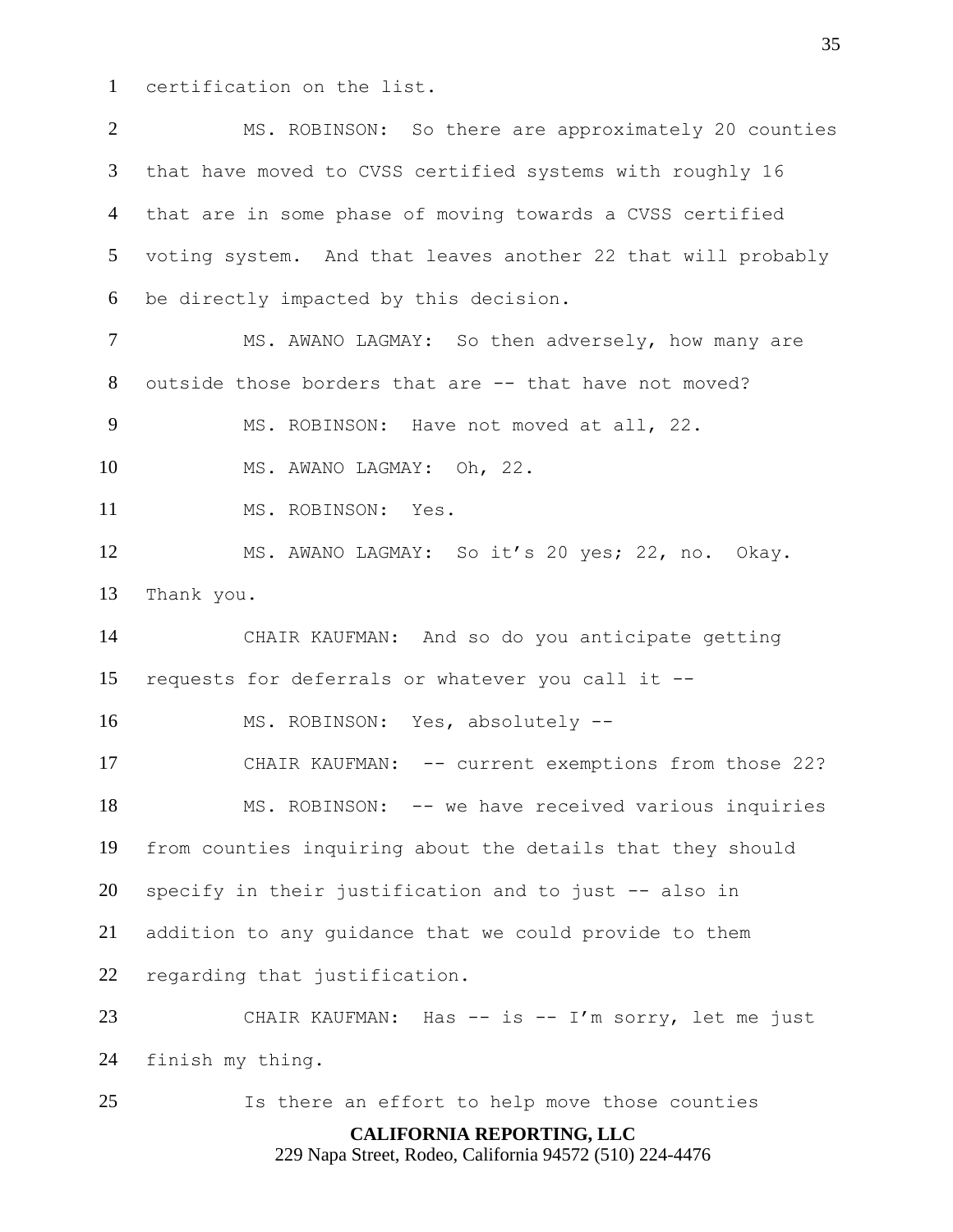certification on the list.

MS. ROBINSON: So there are approximately 20 counties that have moved to CVSS certified systems with roughly 16 that are in some phase of moving towards a CVSS certified voting system. And that leaves another 22 that will probably be directly impacted by this decision.

MS. AWANO LAGMAY: So then adversely, how many are outside those borders that are -- that have not moved?

MS. ROBINSON: Have not moved at all, 22.

MS. AWANO LAGMAY: Oh, 22.

MS. ROBINSON: Yes.

MS. AWANO LAGMAY: So it's 20 yes; 22, no. Okay. Thank you.

CHAIR KAUFMAN: And so do you anticipate getting requests for deferrals or whatever you call it --

MS. ROBINSON: Yes, absolutely --

CHAIR KAUFMAN: -- current exemptions from those 22?

MS. ROBINSON: -- we have received various inquiries from counties inquiring about the details that they should specify in their justification and to just -- also in addition to any guidance that we could provide to them regarding that justification.

CHAIR KAUFMAN: Has -- is -- I'm sorry, let me just finish my thing.

Is there an effort to help move those counties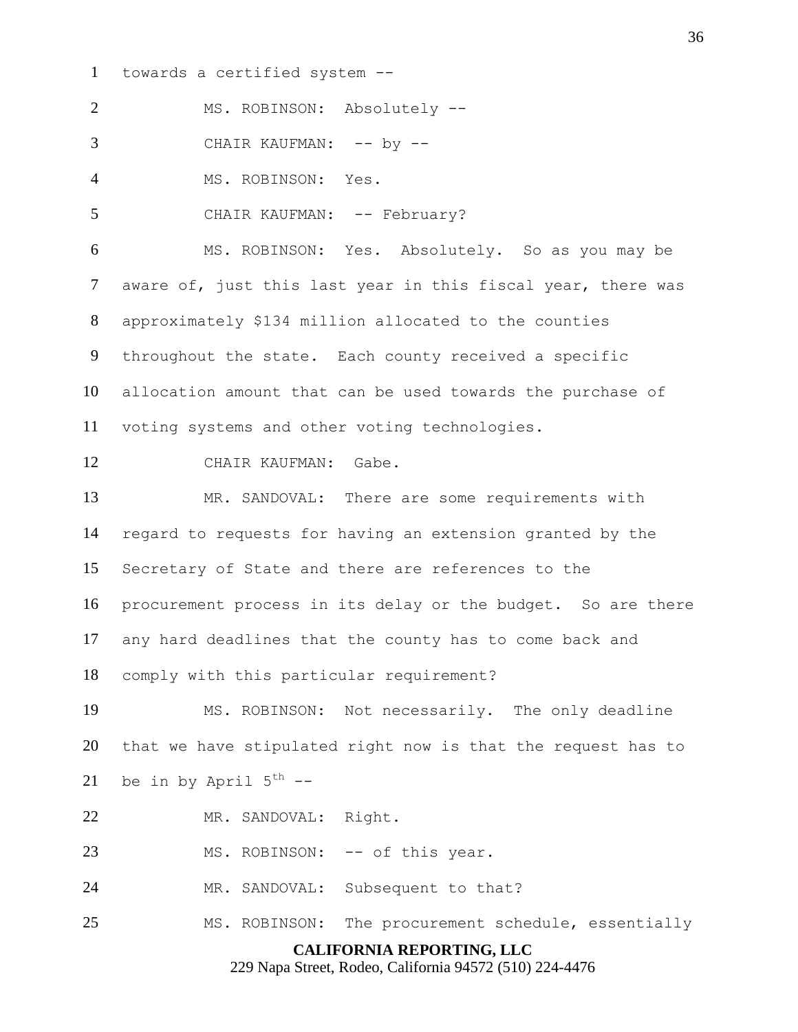towards a certified system --

MS. ROBINSON: Absolutely --

CHAIR KAUFMAN: -- by --

MS. ROBINSON: Yes.

CHAIR KAUFMAN: -- February?

MS. ROBINSON: Yes. Absolutely. So as you may be aware of, just this last year in this fiscal year, there was approximately $134 million allocated to the counties throughout the state. Each county received a specific allocation amount that can be used towards the purchase of voting systems and other voting technologies.

CHAIR KAUFMAN: Gabe.

MR. SANDOVAL: There are some requirements with regard to requests for having an extension granted by the Secretary of State and there are references to the procurement process in its delay or the budget. So are there any hard deadlines that the county has to come back and comply with this particular requirement?

MS. ROBINSON: Not necessarily. The only deadline that we have stipulated right now is that the request has to be in by April 5th --

MR. SANDOVAL: Right.

MS. ROBINSON: -- of this year.

MR. SANDOVAL: Subsequent to that?

MS. ROBINSON: The procurement schedule, essentially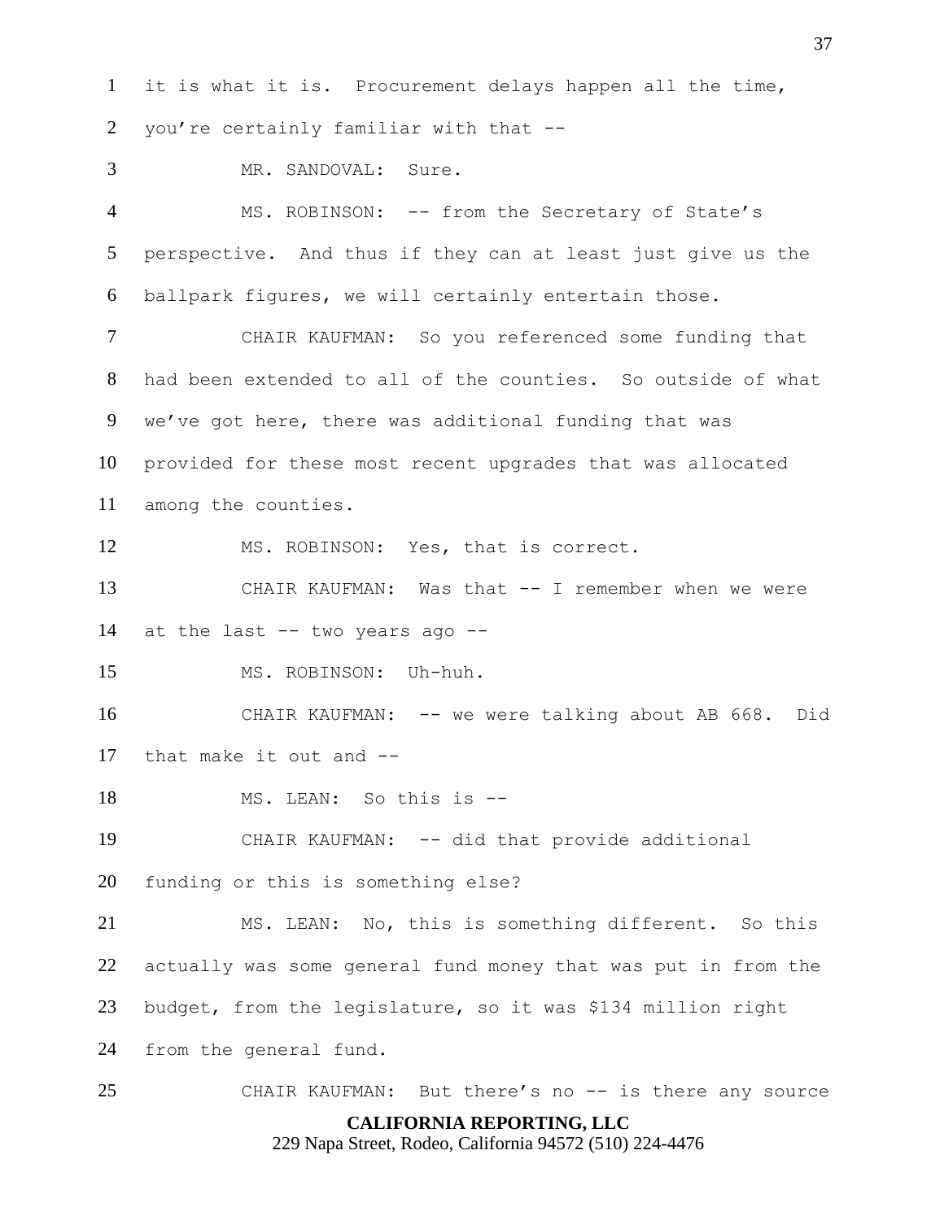it is what it is. Procurement delays happen all the time, you're certainly familiar with that --

MR. SANDOVAL: Sure.

MS. ROBINSON: -- from the Secretary of State's perspective. And thus if they can at least just give us the ballpark figures, we will certainly entertain those.

CHAIR KAUFMAN: So you referenced some funding that had been extended to all of the counties. So outside of what we've got here, there was additional funding that was provided for these most recent upgrades that was allocated among the counties.

MS. ROBINSON: Yes, that is correct.

CHAIR KAUFMAN: Was that -- I remember when we were at the last -- two years ago --

MS. ROBINSON: Uh-huh.

CHAIR KAUFMAN: -- we were talking about AB 668. Did that make it out and --

MS. LEAN: So this is --

CHAIR KAUFMAN: -- did that provide additional funding or this is something else?

MS. LEAN: No, this is something different. So this actually was some general fund money that was put in from the budget, from the legislature, so it was $134 million right from the general fund.

CHAIR KAUFMAN: But there's no -- is there any source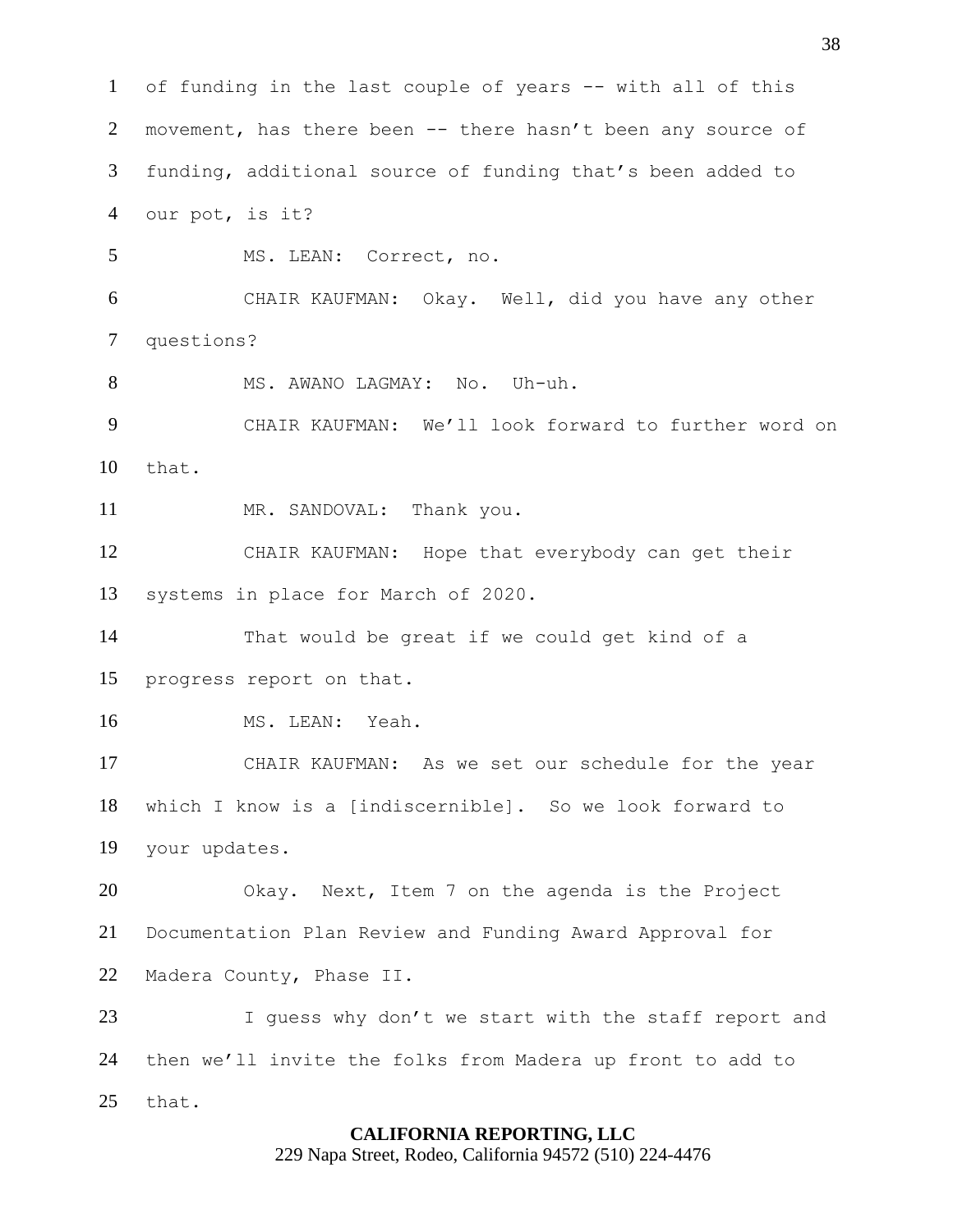of funding in the last couple of years -- with all of this movement, has there been -- there hasn't been any source of funding, additional source of funding that's been added to our pot, is it?

MS. LEAN: Correct, no.

CHAIR KAUFMAN: Okay. Well, did you have any other questions?

MS. AWANO LAGMAY: No. Uh-uh.

CHAIR KAUFMAN: We'll look forward to further word on that.

MR. SANDOVAL: Thank you.

CHAIR KAUFMAN: Hope that everybody can get their systems in place for March of 2020.

That would be great if we could get kind of a progress report on that.

MS. LEAN: Yeah.

CHAIR KAUFMAN: As we set our schedule for the year which I know is a [indiscernible]. So we look forward to your updates.

Okay. Next, Item 7 on the agenda is the Project Documentation Plan Review and Funding Award Approval for Madera County, Phase II.

I guess why don't we start with the staff report and then we'll invite the folks from Madera up front to add to that.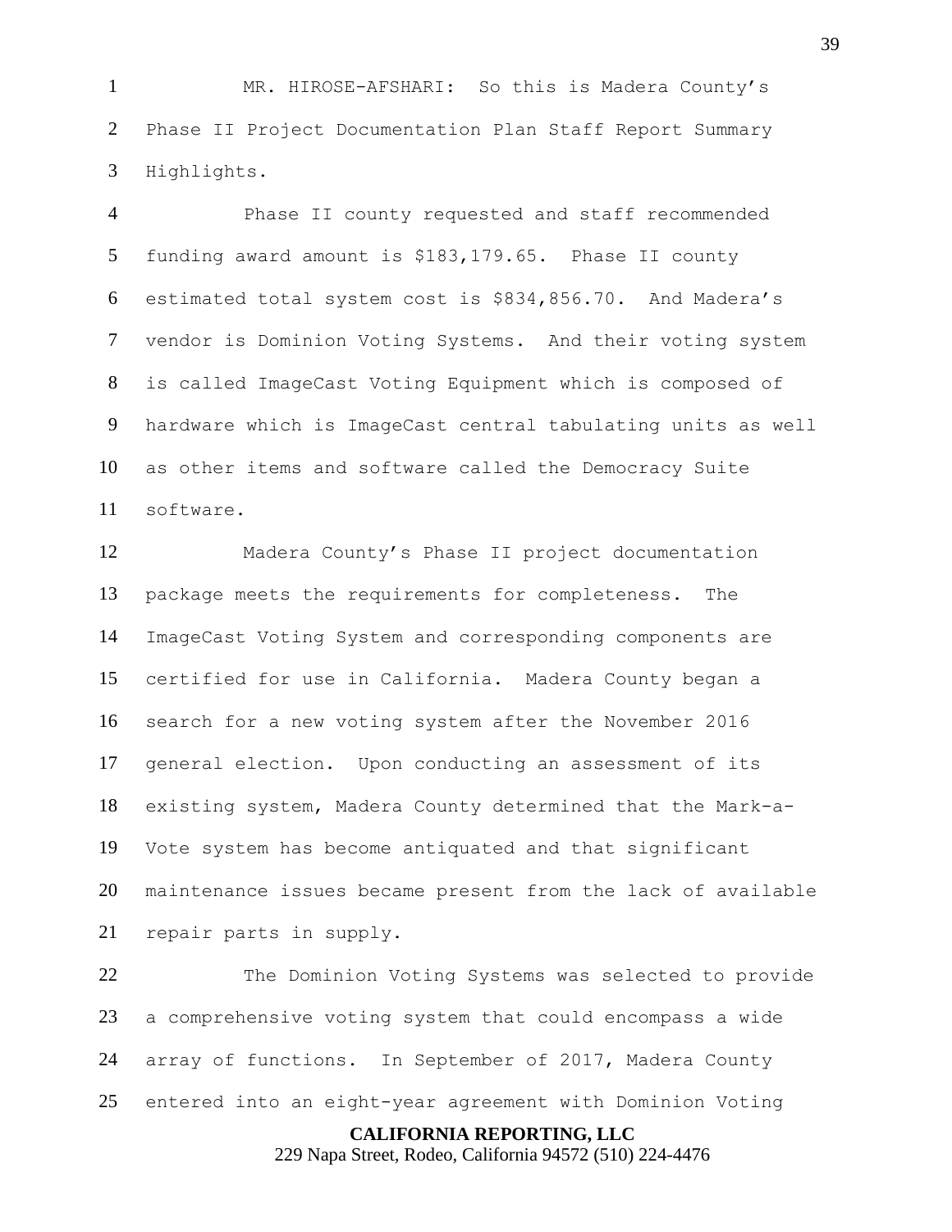MR. HIROSE-AFSHARI: So this is Madera County's Phase II Project Documentation Plan Staff Report Summary Highlights.

Phase II county requested and staff recommended funding award amount is $183,179.65. Phase II county estimated total system cost is $834,856.70. And Madera's vendor is Dominion Voting Systems. And their voting system is called ImageCast Voting Equipment which is composed of hardware which is ImageCast central tabulating units as well as other items and software called the Democracy Suite software.

Madera County's Phase II project documentation package meets the requirements for completeness. The ImageCast Voting System and corresponding components are certified for use in California. Madera County began a search for a new voting system after the November 2016 general election. Upon conducting an assessment of its existing system, Madera County determined that the Mark-a-Vote system has become antiquated and that significant maintenance issues became present from the lack of available repair parts in supply.

The Dominion Voting Systems was selected to provide a comprehensive voting system that could encompass a wide array of functions. In September of 2017, Madera County entered into an eight-year agreement with Dominion Voting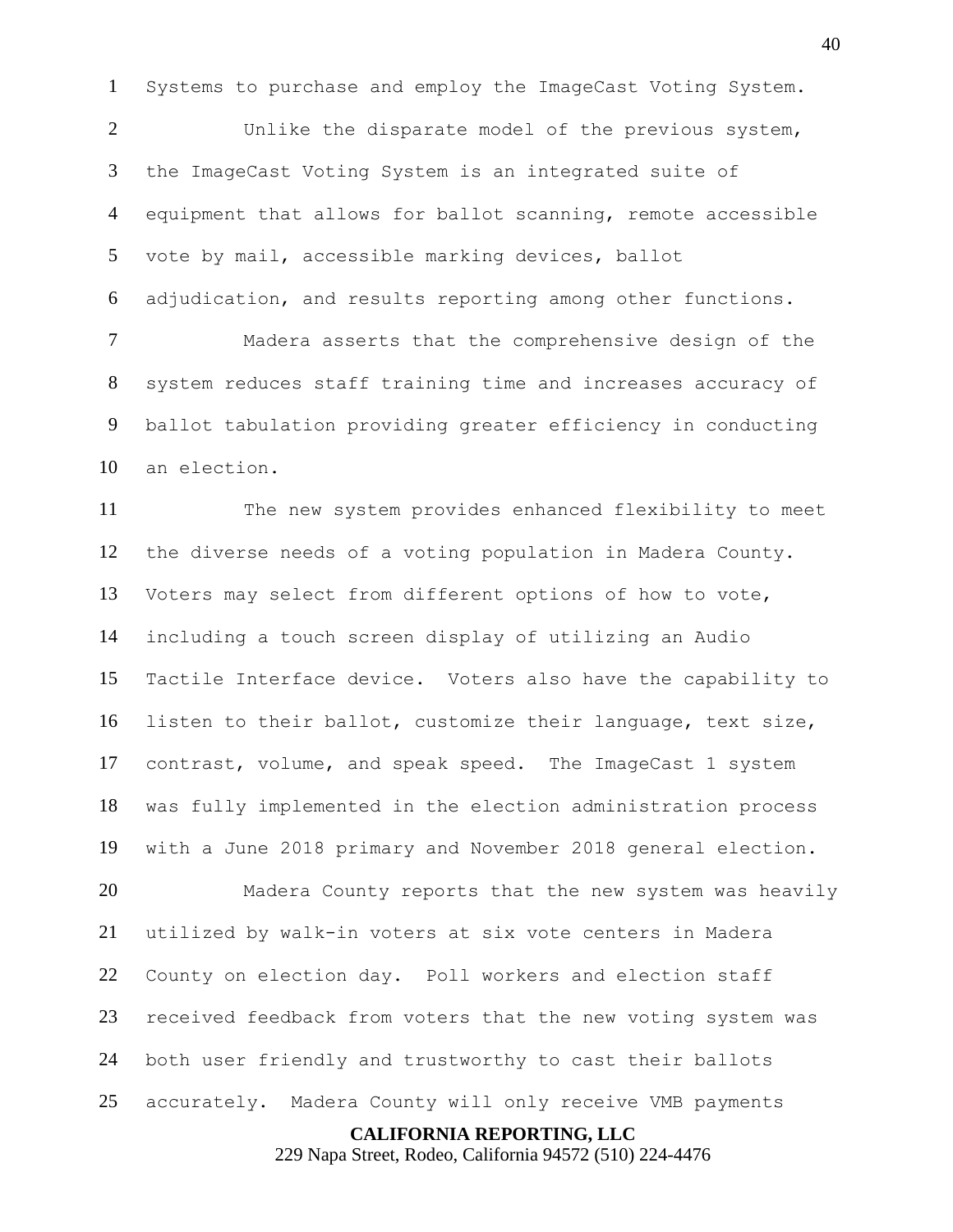Systems to purchase and employ the ImageCast Voting System.

Unlike the disparate model of the previous system, the ImageCast Voting System is an integrated suite of equipment that allows for ballot scanning, remote accessible vote by mail, accessible marking devices, ballot adjudication, and results reporting among other functions.

Madera asserts that the comprehensive design of the system reduces staff training time and increases accuracy of ballot tabulation providing greater efficiency in conducting an election.

The new system provides enhanced flexibility to meet the diverse needs of a voting population in Madera County. Voters may select from different options of how to vote, including a touch screen display of utilizing an Audio Tactile Interface device. Voters also have the capability to listen to their ballot, customize their language, text size, contrast, volume, and speak speed. The ImageCast 1 system was fully implemented in the election administration process with a June 2018 primary and November 2018 general election.

Madera County reports that the new system was heavily utilized by walk-in voters at six vote centers in Madera County on election day. Poll workers and election staff received feedback from voters that the new voting system was both user friendly and trustworthy to cast their ballots accurately. Madera County will only receive VMB payments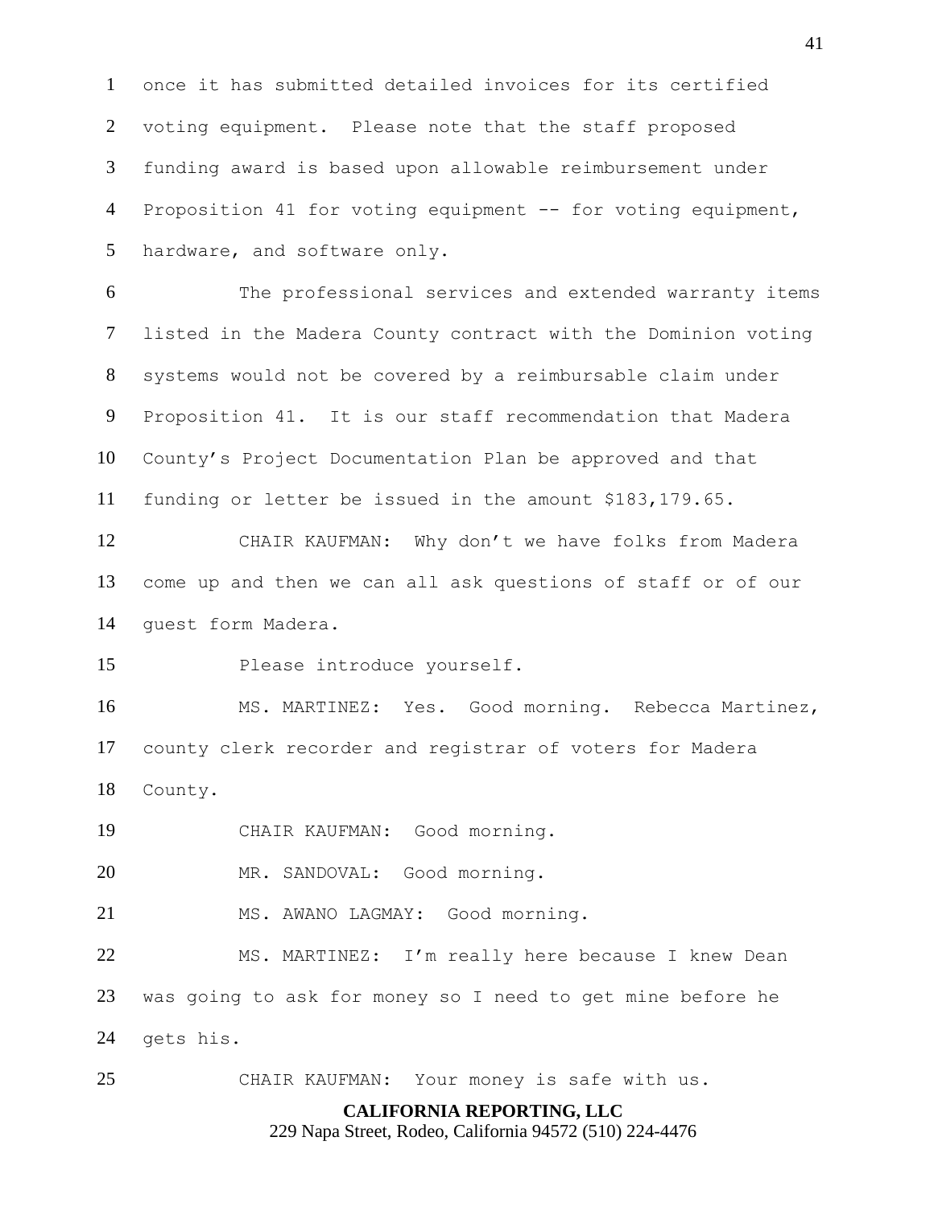once it has submitted detailed invoices for its certified voting equipment. Please note that the staff proposed funding award is based upon allowable reimbursement under Proposition 41 for voting equipment -- for voting equipment, hardware, and software only.

The professional services and extended warranty items listed in the Madera County contract with the Dominion voting systems would not be covered by a reimbursable claim under Proposition 41. It is our staff recommendation that Madera County's Project Documentation Plan be approved and that funding or letter be issued in the amount $183,179.65.

CHAIR KAUFMAN: Why don't we have folks from Madera come up and then we can all ask questions of staff or of our guest form Madera.

Please introduce yourself.

MS. MARTINEZ: Yes. Good morning. Rebecca Martinez, county clerk recorder and registrar of voters for Madera County.

CHAIR KAUFMAN: Good morning.

MR. SANDOVAL: Good morning.

MS. AWANO LAGMAY: Good morning.

MS. MARTINEZ: I'm really here because I knew Dean was going to ask for money so I need to get mine before he gets his.

CHAIR KAUFMAN: Your money is safe with us.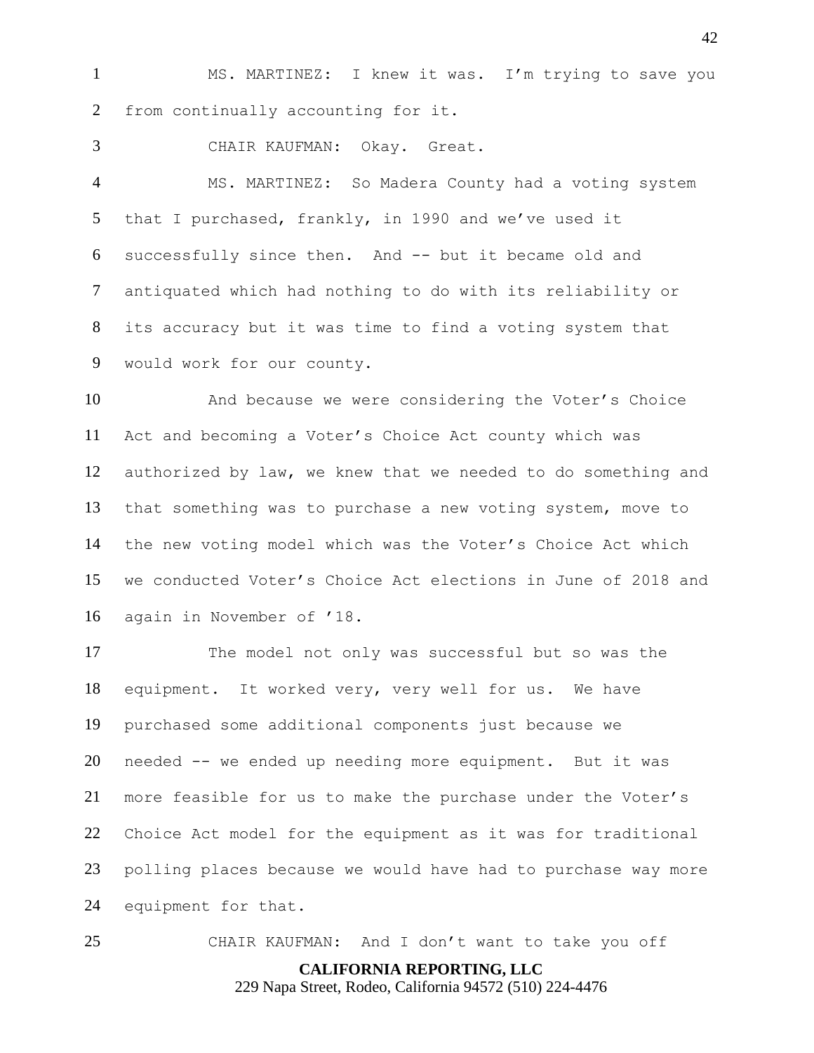MS. MARTINEZ: I knew it was. I'm trying to save you from continually accounting for it.

CHAIR KAUFMAN: Okay. Great.

MS. MARTINEZ: So Madera County had a voting system that I purchased, frankly, in 1990 and we've used it successfully since then. And -- but it became old and antiquated which had nothing to do with its reliability or its accuracy but it was time to find a voting system that would work for our county.

And because we were considering the Voter's Choice Act and becoming a Voter's Choice Act county which was authorized by law, we knew that we needed to do something and that something was to purchase a new voting system, move to the new voting model which was the Voter's Choice Act which we conducted Voter's Choice Act elections in June of 2018 and again in November of '18.

The model not only was successful but so was the equipment. It worked very, very well for us. We have purchased some additional components just because we needed -- we ended up needing more equipment. But it was more feasible for us to make the purchase under the Voter's Choice Act model for the equipment as it was for traditional polling places because we would have had to purchase way more equipment for that.

CHAIR KAUFMAN: And I don't want to take you off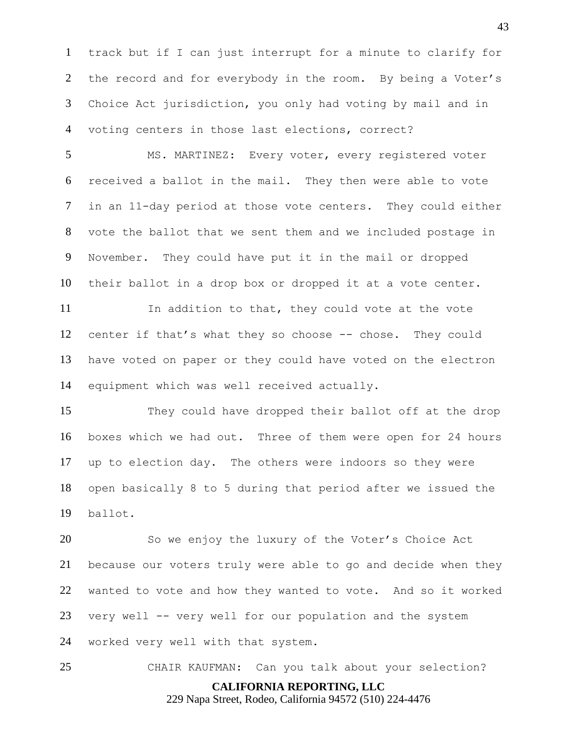track but if I can just interrupt for a minute to clarify for the record and for everybody in the room. By being a Voter's Choice Act jurisdiction, you only had voting by mail and in voting centers in those last elections, correct?

MS. MARTINEZ: Every voter, every registered voter received a ballot in the mail. They then were able to vote in an 11-day period at those vote centers. They could either vote the ballot that we sent them and we included postage in November. They could have put it in the mail or dropped their ballot in a drop box or dropped it at a vote center.

In addition to that, they could vote at the vote center if that's what they so choose -- chose. They could have voted on paper or they could have voted on the electron equipment which was well received actually.

They could have dropped their ballot off at the drop boxes which we had out. Three of them were open for 24 hours up to election day. The others were indoors so they were open basically 8 to 5 during that period after we issued the ballot.

So we enjoy the luxury of the Voter's Choice Act because our voters truly were able to go and decide when they wanted to vote and how they wanted to vote. And so it worked very well -- very well for our population and the system worked very well with that system.

CHAIR KAUFMAN: Can you talk about your selection?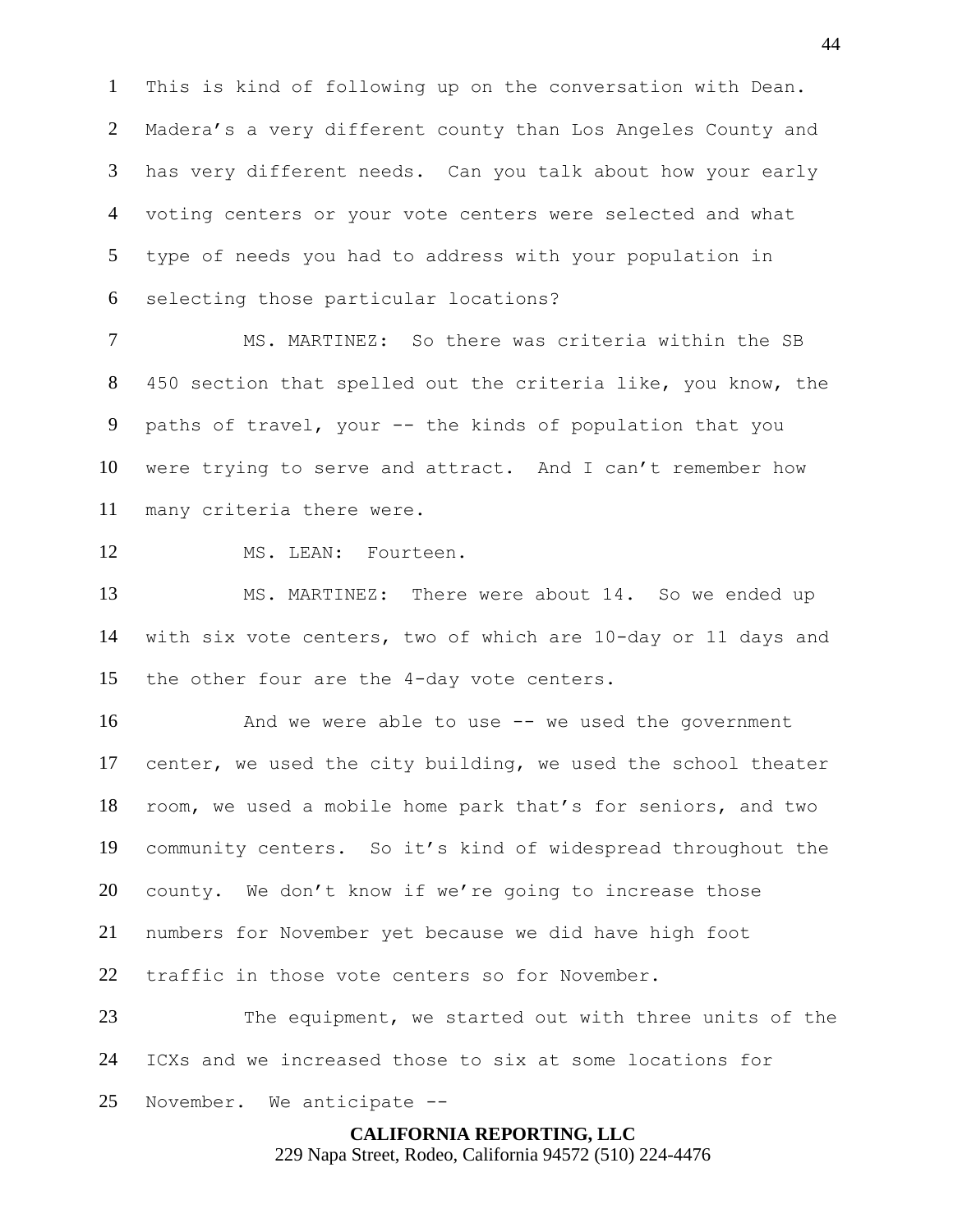This is kind of following up on the conversation with Dean. Madera's a very different county than Los Angeles County and has very different needs. Can you talk about how your early voting centers or your vote centers were selected and what type of needs you had to address with your population in selecting those particular locations?

MS. MARTINEZ: So there was criteria within the SB 450 section that spelled out the criteria like, you know, the paths of travel, your -- the kinds of population that you were trying to serve and attract. And I can't remember how many criteria there were.

MS. LEAN: Fourteen.

MS. MARTINEZ: There were about 14. So we ended up with six vote centers, two of which are 10-day or 11 days and the other four are the 4-day vote centers.

And we were able to use -- we used the government center, we used the city building, we used the school theater room, we used a mobile home park that's for seniors, and two community centers. So it's kind of widespread throughout the county. We don't know if we're going to increase those numbers for November yet because we did have high foot traffic in those vote centers so for November.

The equipment, we started out with three units of the ICXs and we increased those to six at some locations for November. We anticipate --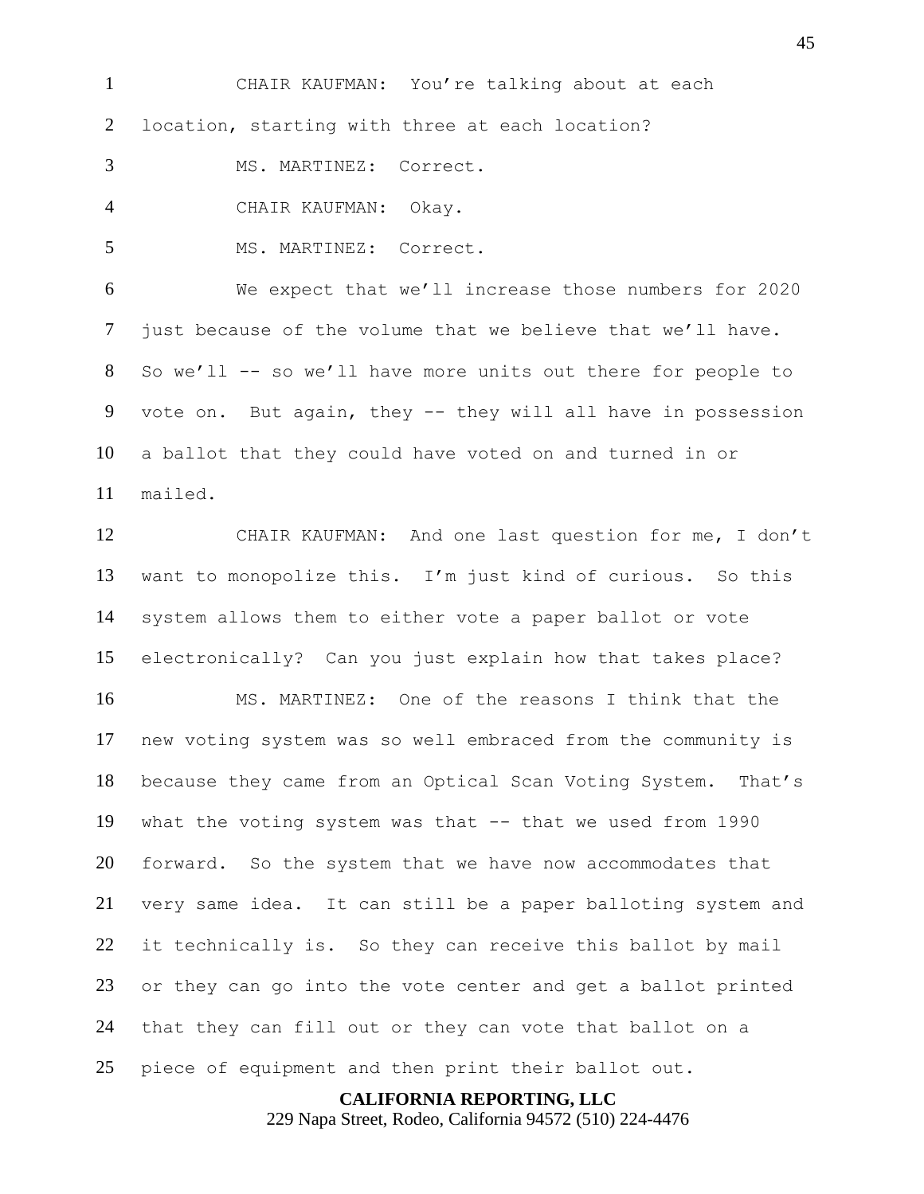CHAIR KAUFMAN: You're talking about at each location, starting with three at each location?

MS. MARTINEZ: Correct.

CHAIR KAUFMAN: Okay.

MS. MARTINEZ: Correct.

We expect that we'll increase those numbers for 2020 just because of the volume that we believe that we'll have. So we'll -- so we'll have more units out there for people to vote on. But again, they -- they will all have in possession a ballot that they could have voted on and turned in or mailed.

CHAIR KAUFMAN: And one last question for me, I don't want to monopolize this. I'm just kind of curious. So this system allows them to either vote a paper ballot or vote electronically? Can you just explain how that takes place?

MS. MARTINEZ: One of the reasons I think that the new voting system was so well embraced from the community is because they came from an Optical Scan Voting System. That's what the voting system was that -- that we used from 1990 forward. So the system that we have now accommodates that very same idea. It can still be a paper balloting system and it technically is. So they can receive this ballot by mail or they can go into the vote center and get a ballot printed that they can fill out or they can vote that ballot on a piece of equipment and then print their ballot out.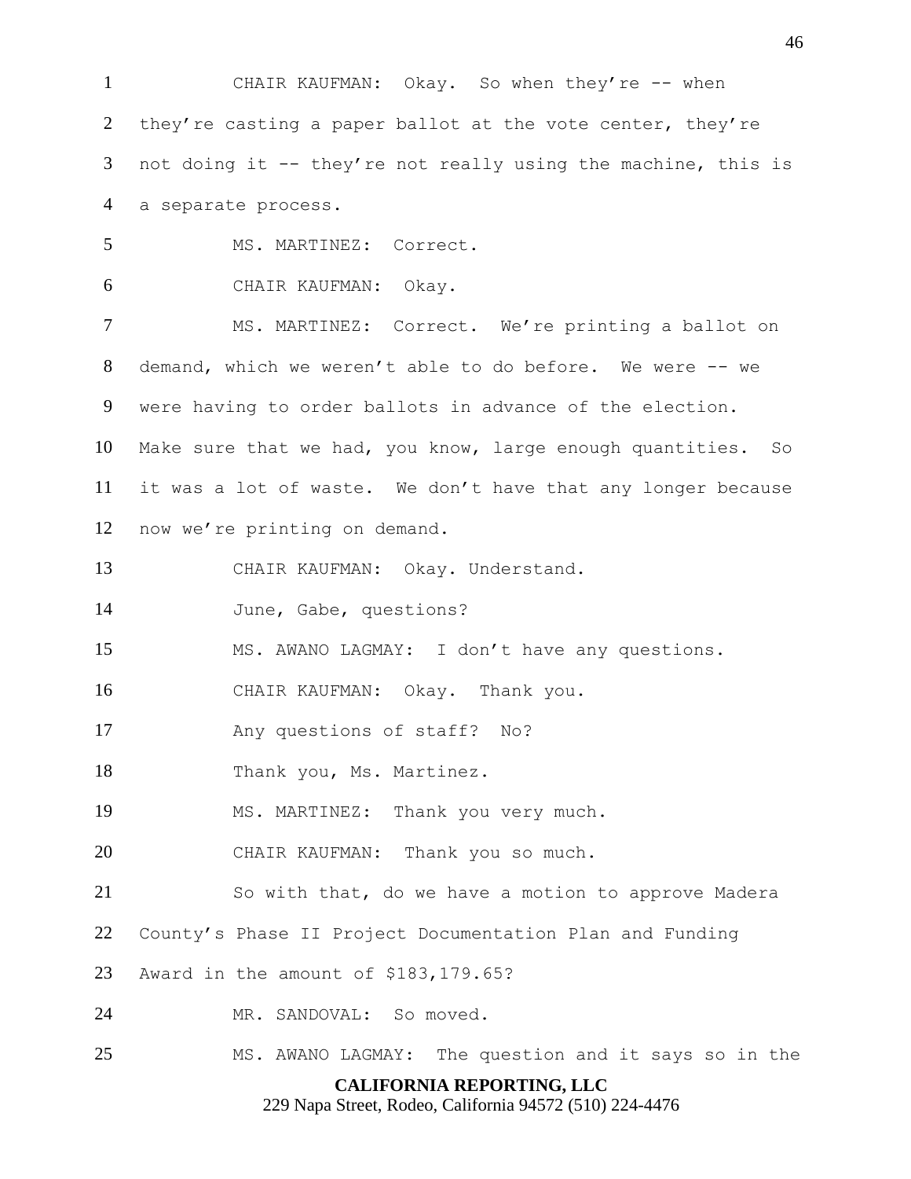CHAIR KAUFMAN: Okay. So when they're -- when they're casting a paper ballot at the vote center, they're not doing it -- they're not really using the machine, this is a separate process.

MS. MARTINEZ: Correct.

CHAIR KAUFMAN: Okay.

MS. MARTINEZ: Correct. We're printing a ballot on demand, which we weren't able to do before. We were -- we were having to order ballots in advance of the election. Make sure that we had, you know, large enough quantities. So it was a lot of waste. We don't have that any longer because now we're printing on demand.

CHAIR KAUFMAN: Okay. Understand.

June, Gabe, questions?

MS. AWANO LAGMAY: I don't have any questions.

CHAIR KAUFMAN: Okay. Thank you.

Any questions of staff? No?

Thank you, Ms. Martinez.

MS. MARTINEZ: Thank you very much.

CHAIR KAUFMAN: Thank you so much.

So with that, do we have a motion to approve Madera County's Phase II Project Documentation Plan and Funding Award in the amount of $183,179.65?

MR. SANDOVAL: So moved.

MS. AWANO LAGMAY: The question and it says so in the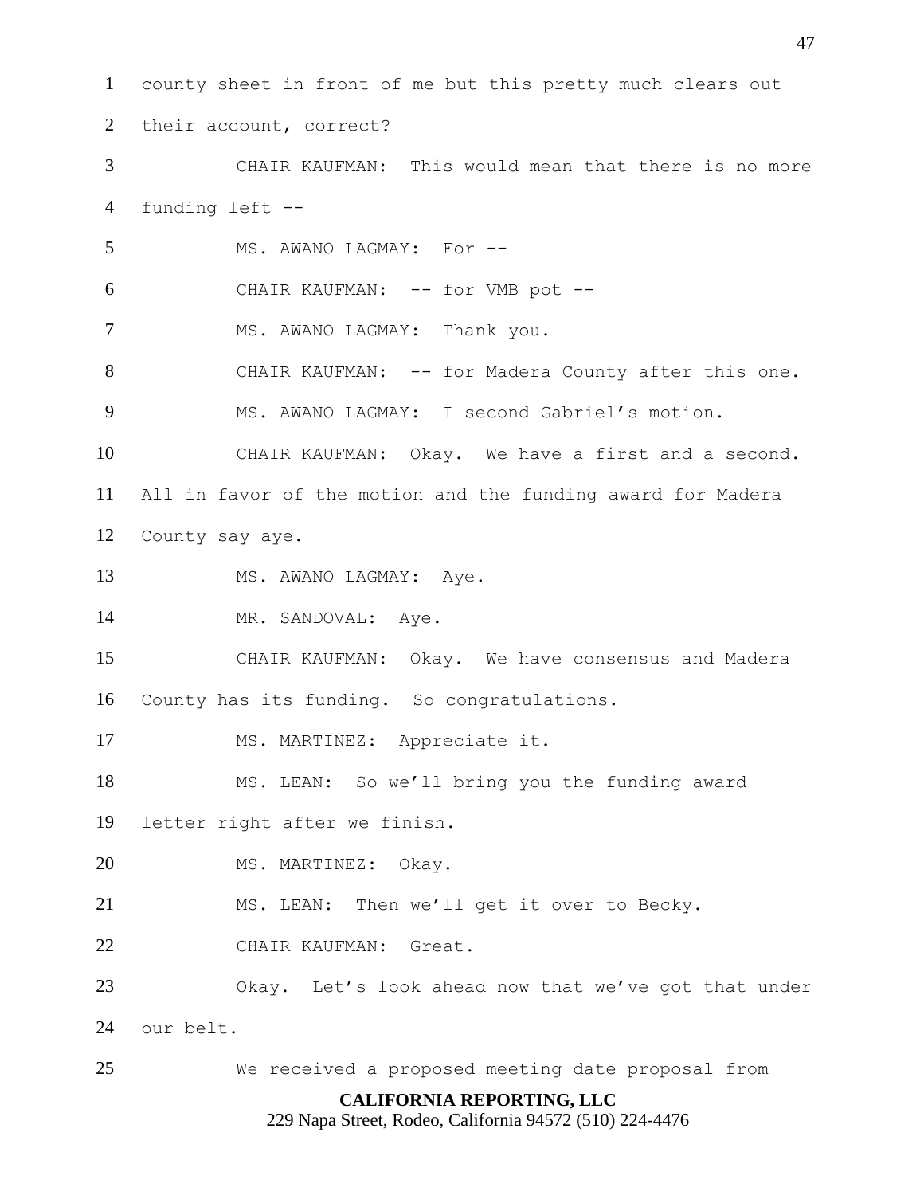1 county sheet in front of me but this pretty much clears out
2 their account, correct?

3 CHAIR KAUFMAN: This would mean that there is no more
4 funding left --

5 MS. AWANO LAGMAY: For --

6 CHAIR KAUFMAN: -- for VMB pot --

7 MS. AWANO LAGMAY: Thank you.

8 CHAIR KAUFMAN: -- for Madera County after this one.

9 MS. AWANO LAGMAY: I second Gabriel's motion.

10 CHAIR KAUFMAN: Okay. We have a first and a second.
11 All in favor of the motion and the funding award for Madera
12 County say aye.

13 MS. AWANO LAGMAY: Aye.

14 MR. SANDOVAL: Aye.

15 CHAIR KAUFMAN: Okay. We have consensus and Madera
16 County has its funding. So congratulations.

17 MS. MARTINEZ: Appreciate it.

18 MS. LEAN: So we'll bring you the funding award
19 letter right after we finish.

20 MS. MARTINEZ: Okay.

21 MS. LEAN: Then we'll get it over to Becky.

22 CHAIR KAUFMAN: Great.

23 Okay. Let's look ahead now that we've got that under
24 our belt.

25 We received a proposed meeting date proposal from

**CALIFORNIA REPORTING, LLC**
229 Napa Street, Rodeo, California 94572 (510) 224-4476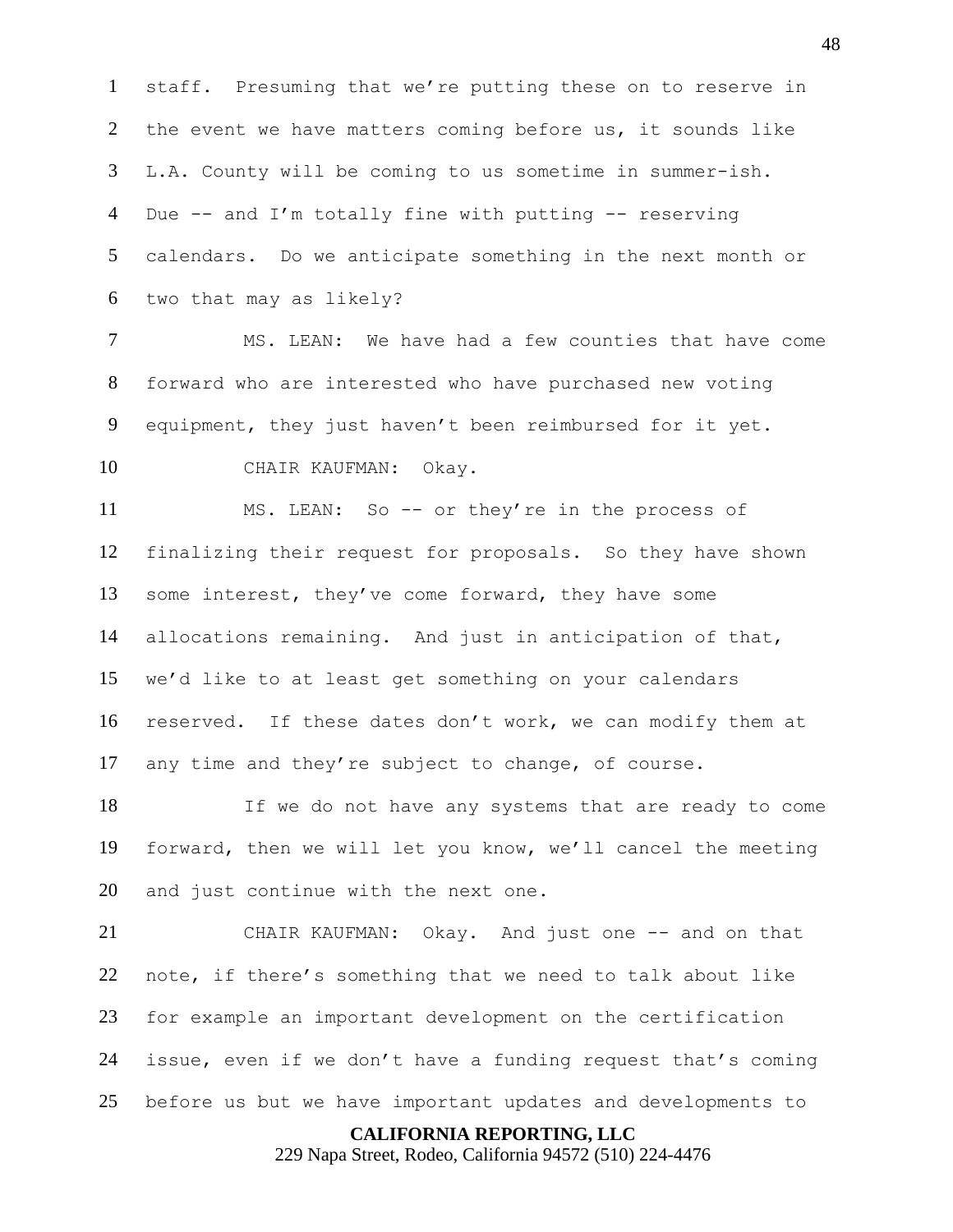staff. Presuming that we're putting these on to reserve in the event we have matters coming before us, it sounds like L.A. County will be coming to us sometime in summer-ish. Due -- and I'm totally fine with putting -- reserving calendars. Do we anticipate something in the next month or two that may as likely?

MS. LEAN: We have had a few counties that have come forward who are interested who have purchased new voting equipment, they just haven't been reimbursed for it yet.

CHAIR KAUFMAN: Okay.

MS. LEAN: So -- or they're in the process of finalizing their request for proposals. So they have shown some interest, they've come forward, they have some allocations remaining. And just in anticipation of that, we'd like to at least get something on your calendars reserved. If these dates don't work, we can modify them at any time and they're subject to change, of course.

If we do not have any systems that are ready to come forward, then we will let you know, we'll cancel the meeting and just continue with the next one.

CHAIR KAUFMAN: Okay. And just one -- and on that note, if there's something that we need to talk about like for example an important development on the certification issue, even if we don't have a funding request that's coming before us but we have important updates and developments to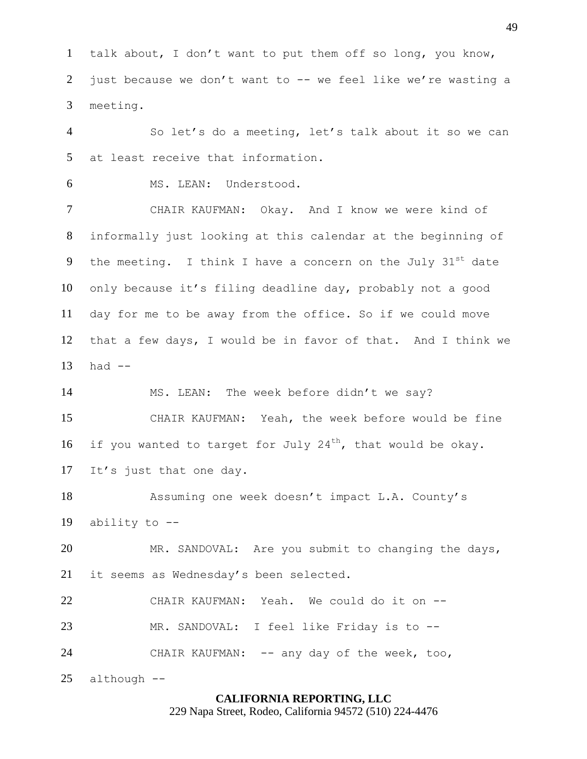talk about, I don't want to put them off so long, you know, just because we don't want to -- we feel like we're wasting a meeting.

So let's do a meeting, let's talk about it so we can at least receive that information.

MS. LEAN: Understood.

CHAIR KAUFMAN: Okay. And I know we were kind of informally just looking at this calendar at the beginning of the meeting. I think I have a concern on the July 31st date only because it's filing deadline day, probably not a good day for me to be away from the office. So if we could move that a few days, I would be in favor of that. And I think we had --

MS. LEAN: The week before didn't we say?

CHAIR KAUFMAN: Yeah, the week before would be fine if you wanted to target for July 24th, that would be okay. It's just that one day.

Assuming one week doesn't impact L.A. County's ability to --

MR. SANDOVAL: Are you submit to changing the days, it seems as Wednesday's been selected.

CHAIR KAUFMAN: Yeah. We could do it on --

MR. SANDOVAL: I feel like Friday is to --

CHAIR KAUFMAN: -- any day of the week, too, although --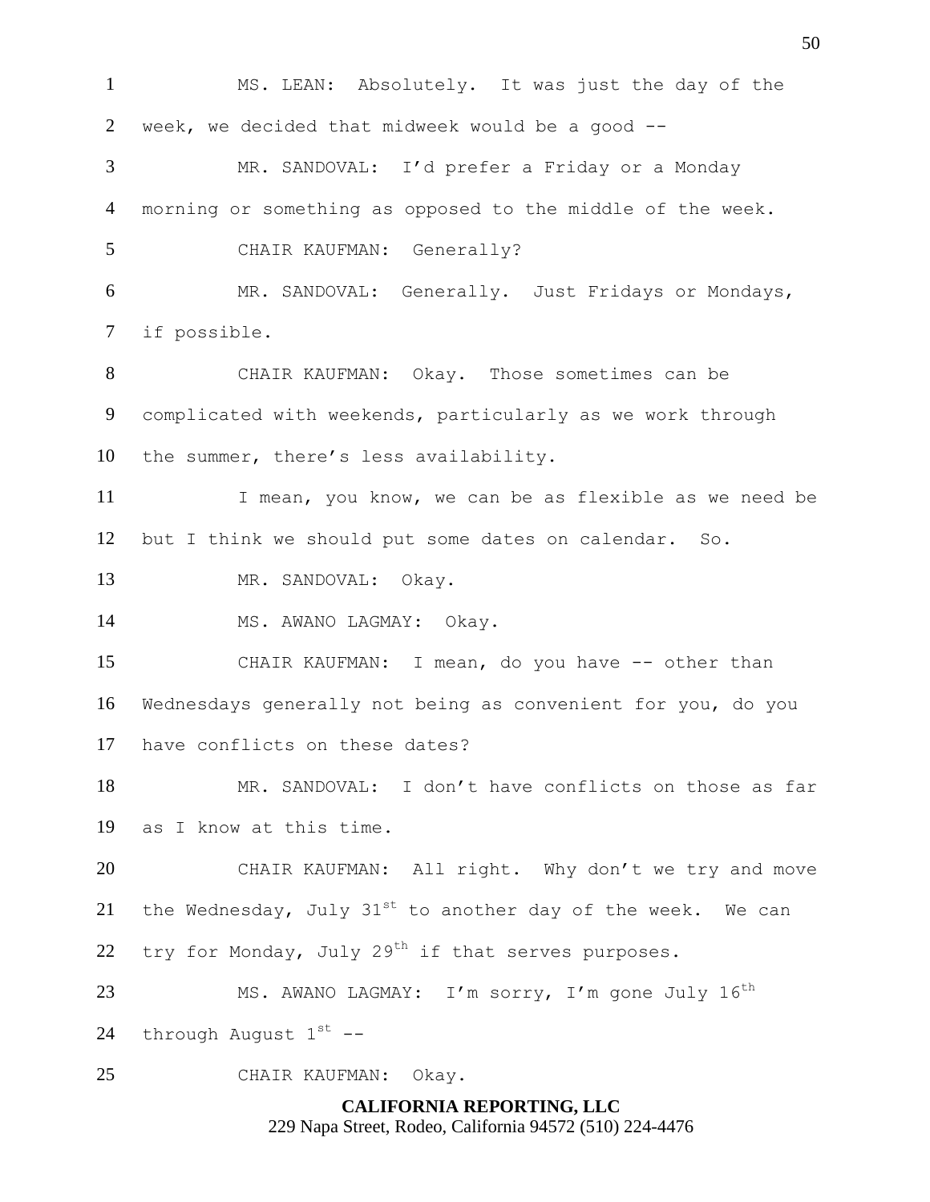MS. LEAN: Absolutely. It was just the day of the week, we decided that midweek would be a good --

MR. SANDOVAL: I'd prefer a Friday or a Monday morning or something as opposed to the middle of the week.

CHAIR KAUFMAN: Generally?

MR. SANDOVAL: Generally. Just Fridays or Mondays, if possible.

CHAIR KAUFMAN: Okay. Those sometimes can be complicated with weekends, particularly as we work through the summer, there's less availability.

I mean, you know, we can be as flexible as we need be but I think we should put some dates on calendar. So.

MR. SANDOVAL: Okay.

MS. AWANO LAGMAY: Okay.

CHAIR KAUFMAN: I mean, do you have -- other than Wednesdays generally not being as convenient for you, do you have conflicts on these dates?

MR. SANDOVAL: I don't have conflicts on those as far as I know at this time.

CHAIR KAUFMAN: All right. Why don't we try and move the Wednesday, July 31st to another day of the week. We can try for Monday, July 29th if that serves purposes.

MS. AWANO LAGMAY: I'm sorry, I'm gone July 16th through August 1st --

CHAIR KAUFMAN: Okay.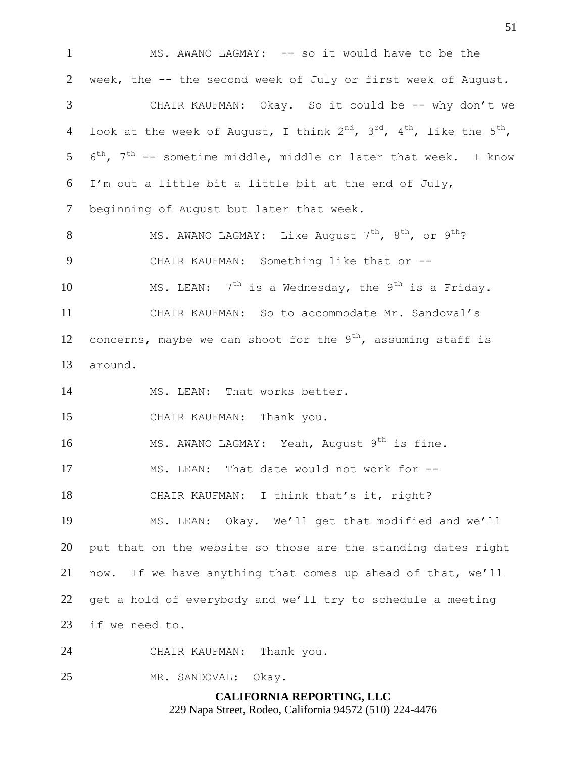MS. AWANO LAGMAY: -- so it would have to be the week, the -- the second week of July or first week of August.

CHAIR KAUFMAN: Okay. So it could be -- why don't we look at the week of August, I think 2nd, 3rd, 4th, like the 5th, 6th, 7th -- sometime middle, middle or later that week. I know I'm out a little bit a little bit at the end of July, beginning of August but later that week.

MS. AWANO LAGMAY: Like August 7th, 8th, or 9th?

CHAIR KAUFMAN: Something like that or --

MS. LEAN: 7th is a Wednesday, the 9th is a Friday.

CHAIR KAUFMAN: So to accommodate Mr. Sandoval's concerns, maybe we can shoot for the 9th, assuming staff is around.

MS. LEAN: That works better.

CHAIR KAUFMAN: Thank you.

MS. AWANO LAGMAY: Yeah, August 9th is fine.

MS. LEAN: That date would not work for --

CHAIR KAUFMAN: I think that's it, right?

MS. LEAN: Okay. We'll get that modified and we'll put that on the website so those are the standing dates right now. If we have anything that comes up ahead of that, we'll get a hold of everybody and we'll try to schedule a meeting if we need to.

CHAIR KAUFMAN: Thank you.

MR. SANDOVAL: Okay.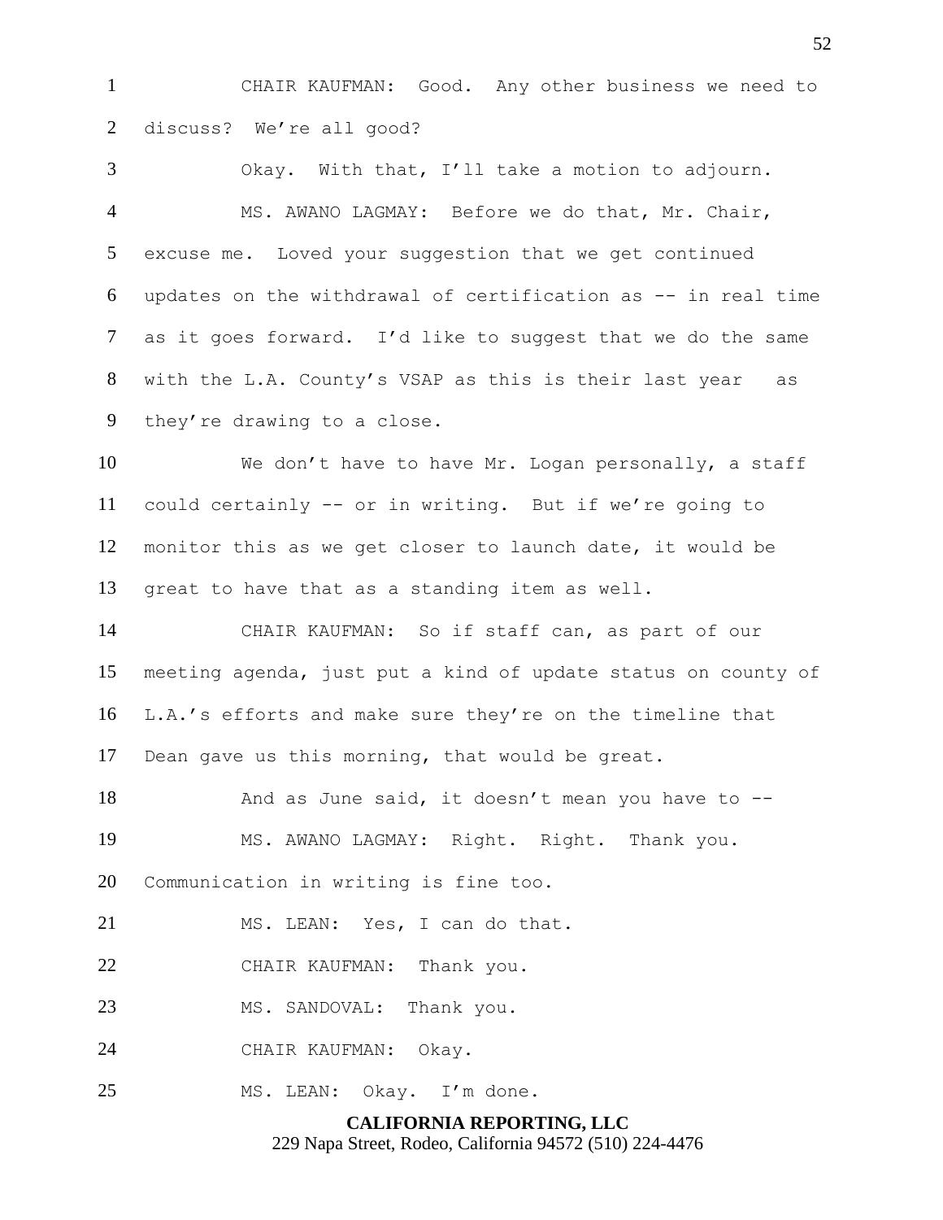CHAIR KAUFMAN: Good. Any other business we need to discuss? We're all good?

Okay. With that, I'll take a motion to adjourn.

MS. AWANO LAGMAY: Before we do that, Mr. Chair, excuse me. Loved your suggestion that we get continued updates on the withdrawal of certification as -- in real time as it goes forward. I'd like to suggest that we do the same with the L.A. County's VSAP as this is their last year as they're drawing to a close.

We don't have to have Mr. Logan personally, a staff could certainly -- or in writing. But if we're going to monitor this as we get closer to launch date, it would be great to have that as a standing item as well.

CHAIR KAUFMAN: So if staff can, as part of our meeting agenda, just put a kind of update status on county of L.A.'s efforts and make sure they're on the timeline that Dean gave us this morning, that would be great.

And as June said, it doesn't mean you have to --

MS. AWANO LAGMAY: Right. Right. Thank you. Communication in writing is fine too.

MS. LEAN: Yes, I can do that.

CHAIR KAUFMAN: Thank you.

MS. SANDOVAL: Thank you.

CHAIR KAUFMAN: Okay.

MS. LEAN: Okay. I'm done.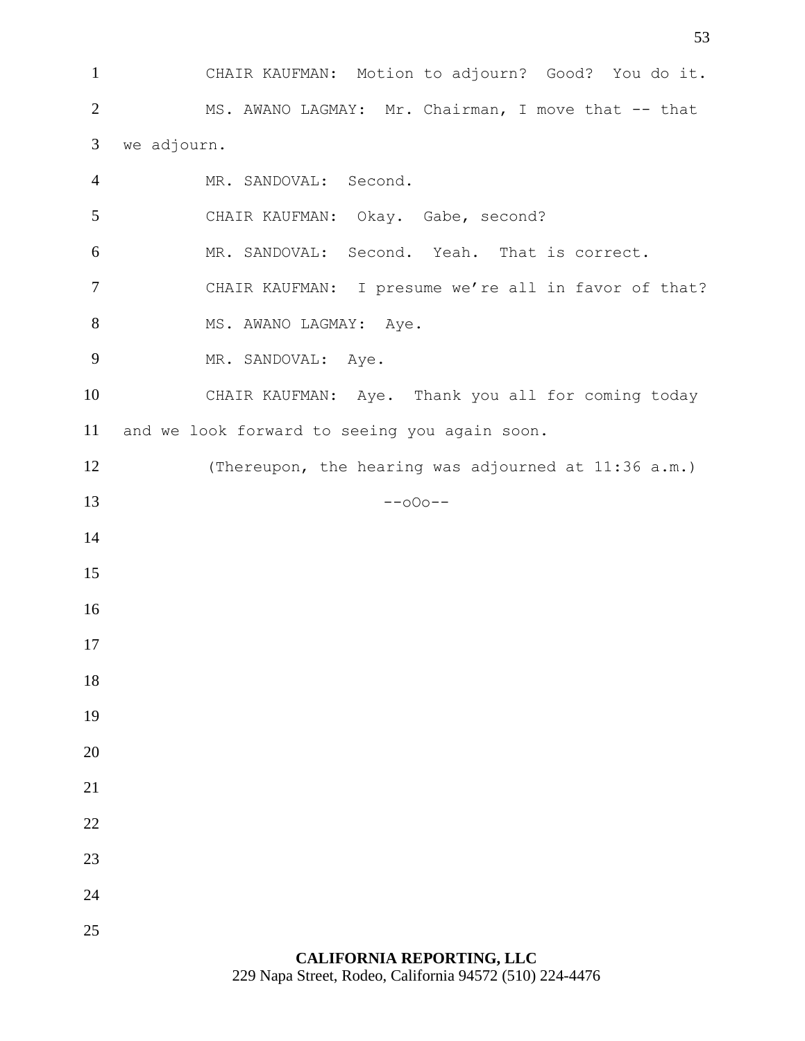CHAIR KAUFMAN: Motion to adjourn? Good? You do it.

MS. AWANO LAGMAY: Mr. Chairman, I move that -- that we adjourn.

MR. SANDOVAL: Second.

CHAIR KAUFMAN: Okay. Gabe, second?

MR. SANDOVAL: Second. Yeah. That is correct.

CHAIR KAUFMAN: I presume we're all in favor of that?

MS. AWANO LAGMAY: Aye.

MR. SANDOVAL: Aye.

CHAIR KAUFMAN: Aye. Thank you all for coming today and we look forward to seeing you again soon.

(Thereupon, the hearing was adjourned at 11:36 a.m.)

--oOo--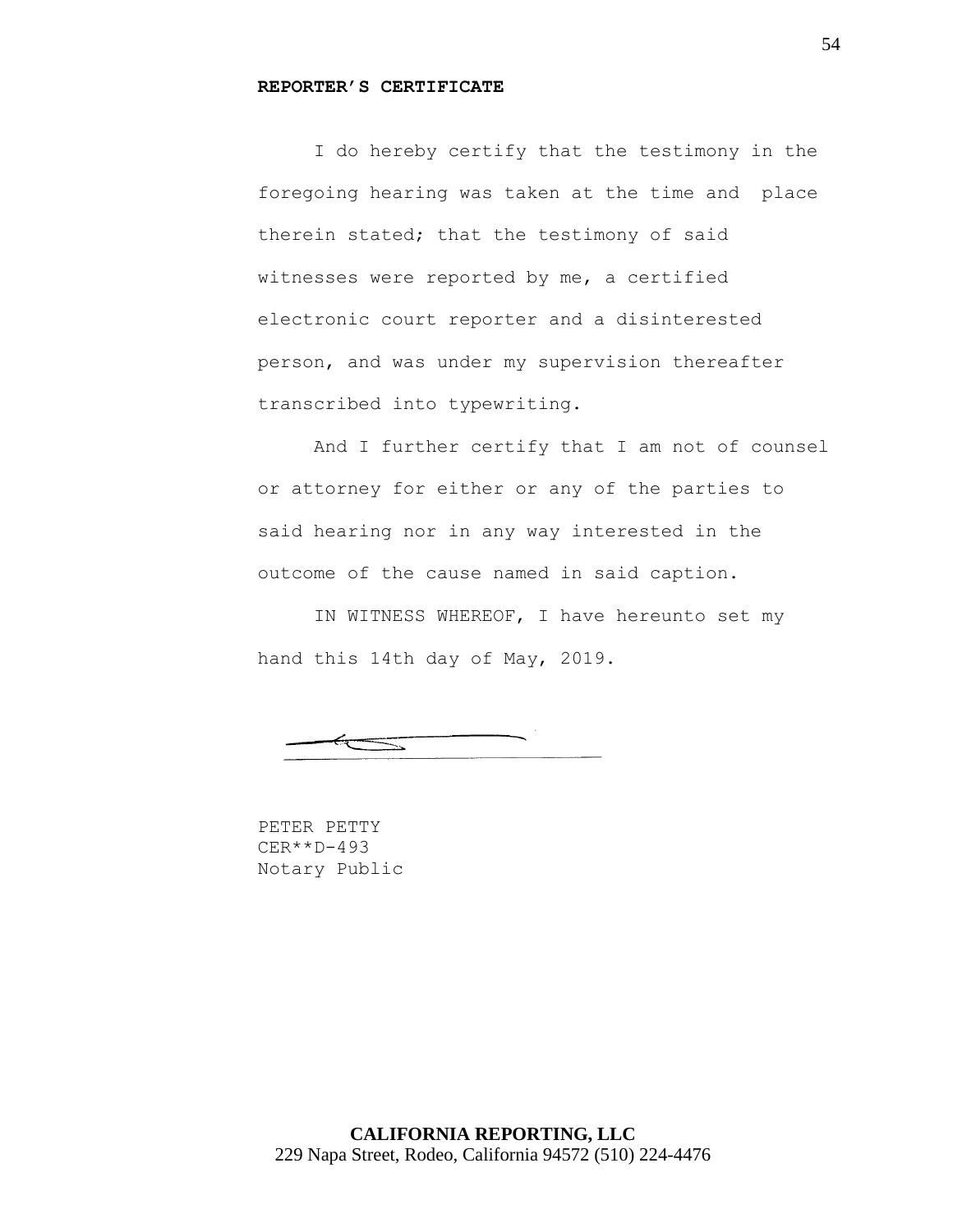**REPORTER'S CERTIFICATE**

I do hereby certify that the testimony in the foregoing hearing was taken at the time and place therein stated; that the testimony of said witnesses were reported by me, a certified electronic court reporter and a disinterested person, and was under my supervision thereafter transcribed into typewriting.

And I further certify that I am not of counsel or attorney for either or any of the parties to said hearing nor in any way interested in the outcome of the cause named in said caption.

IN WITNESS WHEREOF, I have hereunto set my hand this 14th day of May, 2019.

PETER PETTY
CER**D-493
Notary Public

**CALIFORNIA REPORTING, LLC**
229 Napa Street, Rodeo, California 94572 (510) 224-4476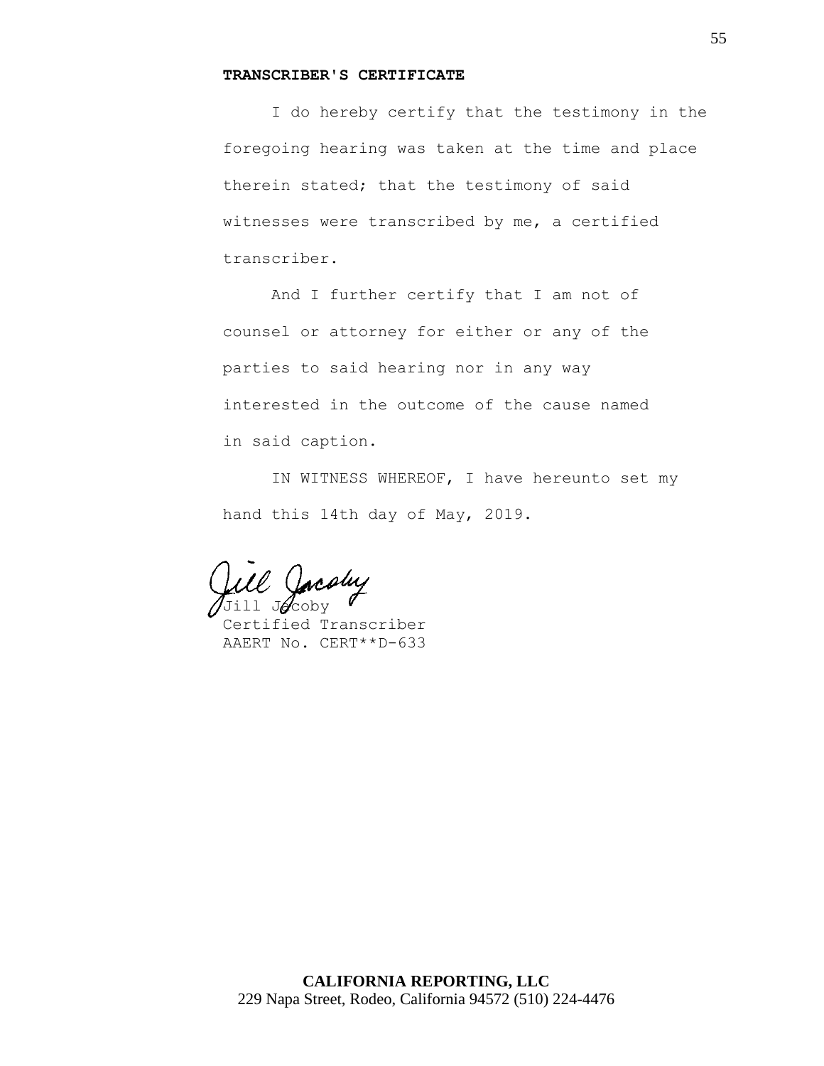**TRANSCRIBER'S CERTIFICATE**

I do hereby certify that the testimony in the foregoing hearing was taken at the time and place therein stated; that the testimony of said witnesses were transcribed by me, a certified transcriber.

And I further certify that I am not of counsel or attorney for either or any of the parties to said hearing nor in any way interested in the outcome of the cause named in said caption.

IN WITNESS WHEREOF, I have hereunto set my hand this 14th day of May, 2019.

Jill Jacoby
Certified Transcriber
AAERT No. CERT**D-633

**CALIFORNIA REPORTING, LLC**
229 Napa Street, Rodeo, California 94572 (510) 224-4476